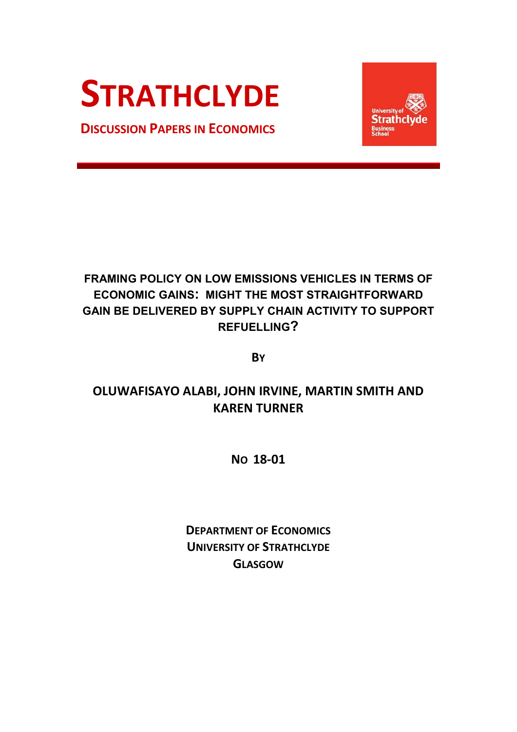# STRATHCLYDE

**DISCUSSION PAPERS IN ECONOMICS**

## FRAMING POLICY ON LOW EMISSIONS VEHICLES IN TERMS OF ECONOMIC GAINS: MIGHT THE MOST STRAIGHTFORWARD GAIN BE DELIVERED BY SUPPLY CHAIN ACTIVITY TO SUPPORT REFUELLING?

BY

**OLUWAFISAYO ALABI, JOHN IRVINE, MARTIN SMITH AND KAREN TURNER**

**NO 18-01**

DEPARTMENT OF ECONOMICS
UNIVERSITY OF STRATHCLYDE
GLASGOW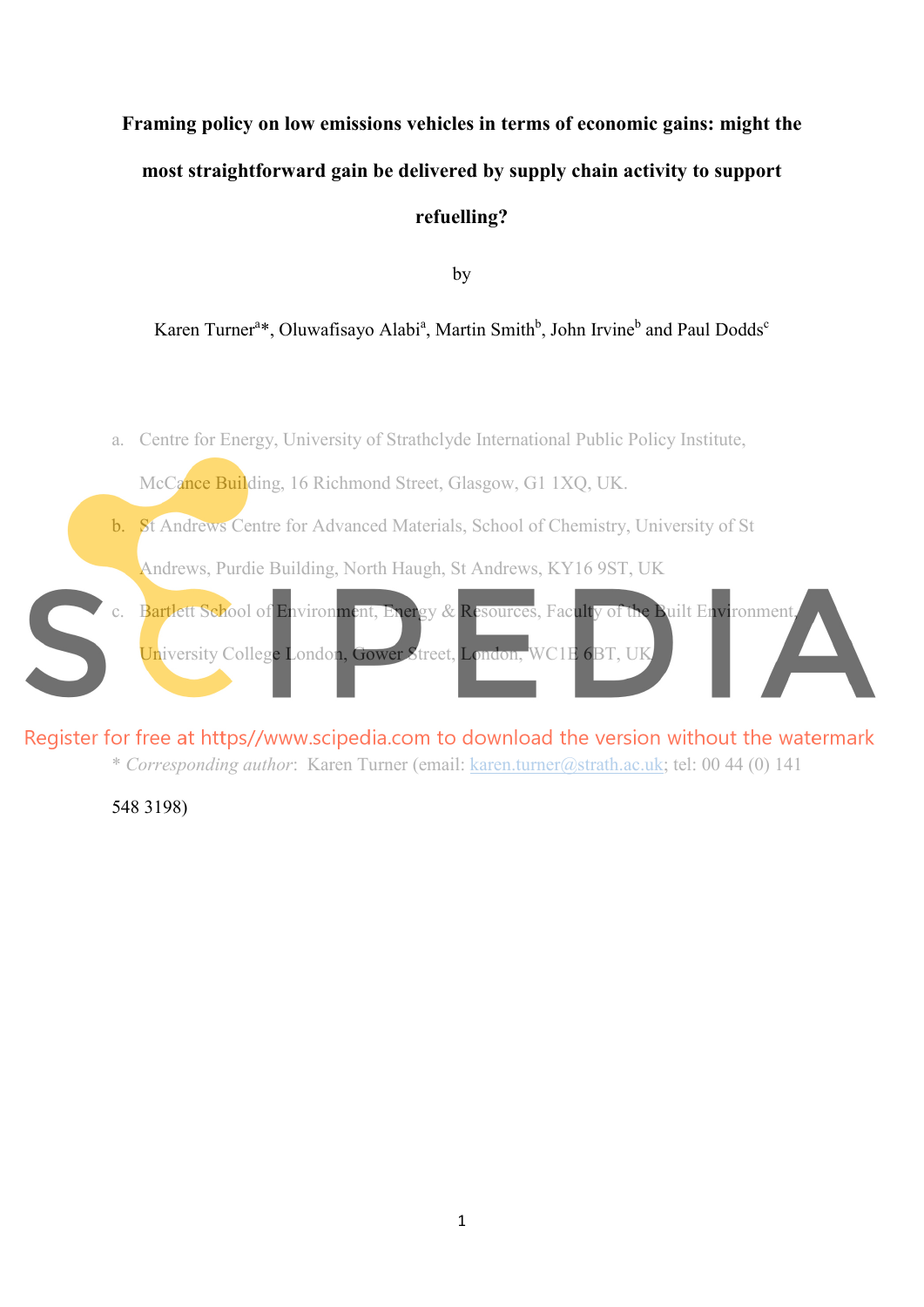**Framing policy on low emissions vehicles in terms of economic gains: might the most straightforward gain be delivered by supply chain activity to support refuelling?**

by

Karen Turner[a]*, Oluwafisayo Alabi[a], Martin Smith[b], John Irvine[b] and Paul Dodds[c]

a. Centre for Energy, University of Strathclyde International Public Policy Institute, McCance Building, 16 Richmond Street, Glasgow, G1 1XQ, UK.
b. St Andrews Centre for Advanced Materials, School of Chemistry, University of St Andrews, Purdie Building, North Haugh, St Andrews, KY16 9ST, UK
c. Bartlett School of Environment, Energy & Resources, Faculty of the Built Environment, University College London, Gower Street, London, WC1E 6BT, UK

Register for free at https//www.scipedia.com to download the version without the watermark

* *Corresponding author*: Karen Turner (email: karen.turner@strath.ac.uk; tel: 00 44 (0) 141 548 3198)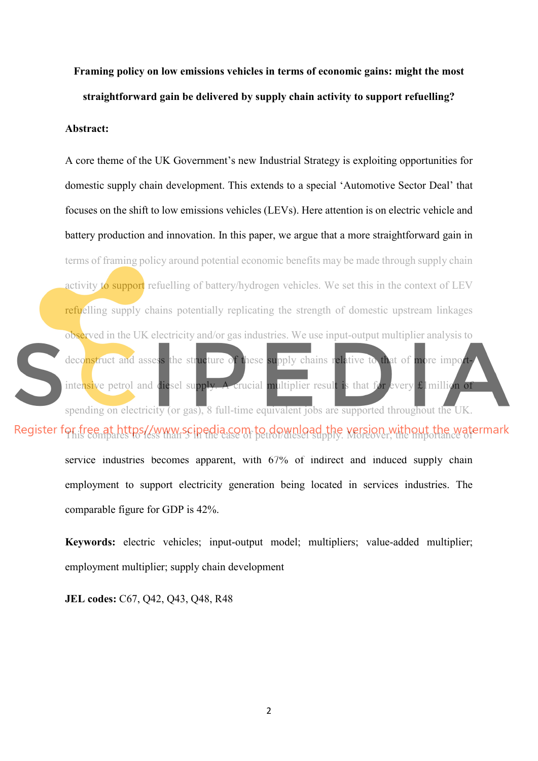**Framing policy on low emissions vehicles in terms of economic gains: might the most straightforward gain be delivered by supply chain activity to support refuelling?**

**Abstract:**

A core theme of the UK Government's new Industrial Strategy is exploiting opportunities for domestic supply chain development. This extends to a special 'Automotive Sector Deal' that focuses on the shift to low emissions vehicles (LEVs). Here attention is on electric vehicle and battery production and innovation. In this paper, we argue that a more straightforward gain in terms of framing policy around potential economic benefits may be made through supply chain activity to support refuelling of battery/hydrogen vehicles. We set this in the context of LEV refuelling supply chains potentially replicating the strength of domestic upstream linkages observed in the UK electricity and/or gas industries. We use input-output multiplier analysis to deconstruct and assess the structure of these supply chains relative to that of more import-intensive petrol and diesel supply. A crucial multiplier result is that for every £1million of spending on electricity (or gas), 8 full-time equivalent jobs are supported throughout the UK. This compares to less than 3 in the case of petrol/diesel supply. Moreover, the importance of service industries becomes apparent, with 67% of indirect and induced supply chain employment to support electricity generation being located in services industries. The comparable figure for GDP is 42%.

**Keywords:** electric vehicles; input-output model; multipliers; value-added multiplier; employment multiplier; supply chain development

**JEL codes:** C67, Q42, Q43, Q48, R48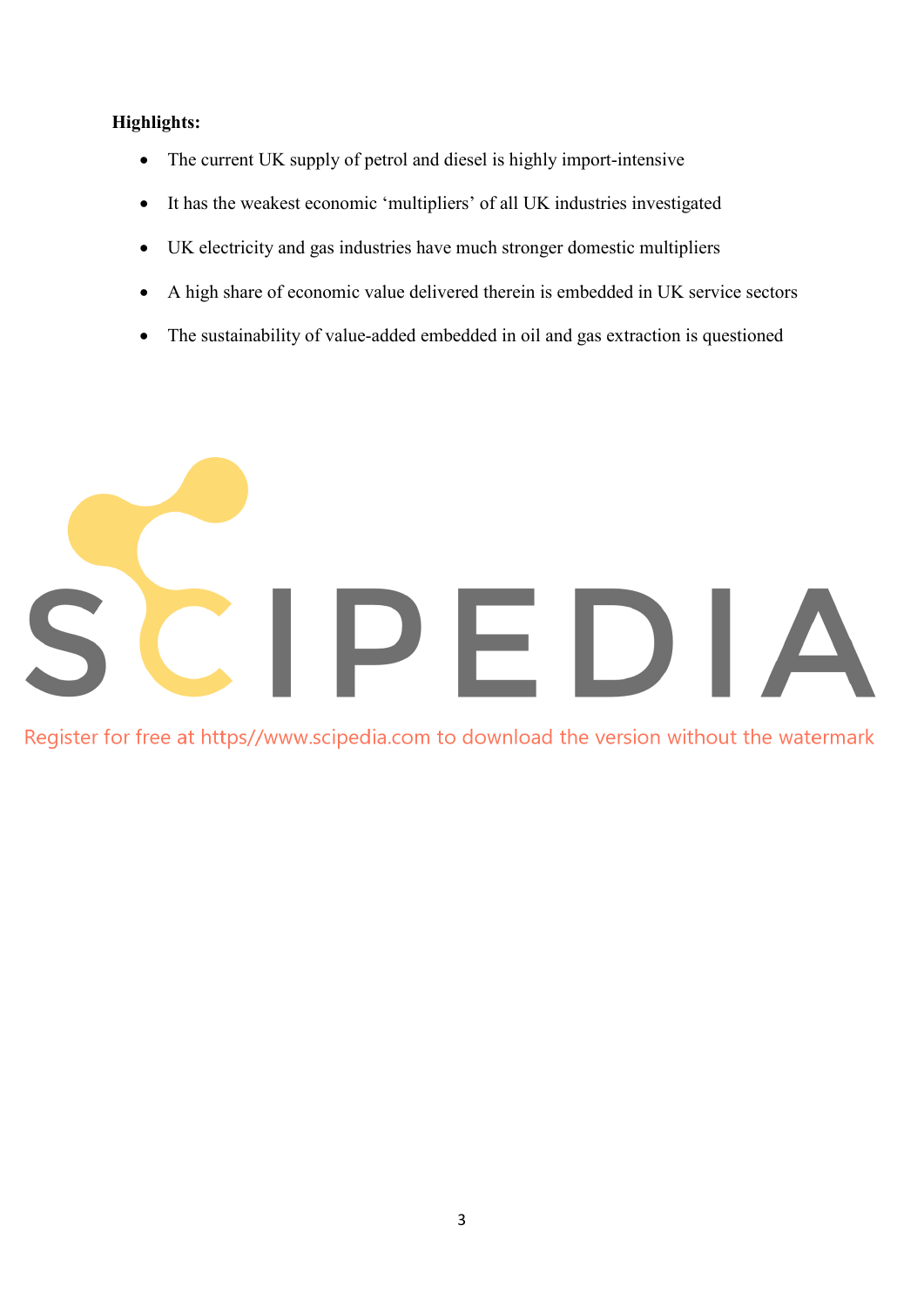**Highlights:**

- The current UK supply of petrol and diesel is highly import-intensive
- It has the weakest economic 'multipliers' of all UK industries investigated
- UK electricity and gas industries have much stronger domestic multipliers
- A high share of economic value delivered therein is embedded in UK service sectors
- The sustainability of value-added embedded in oil and gas extraction is questioned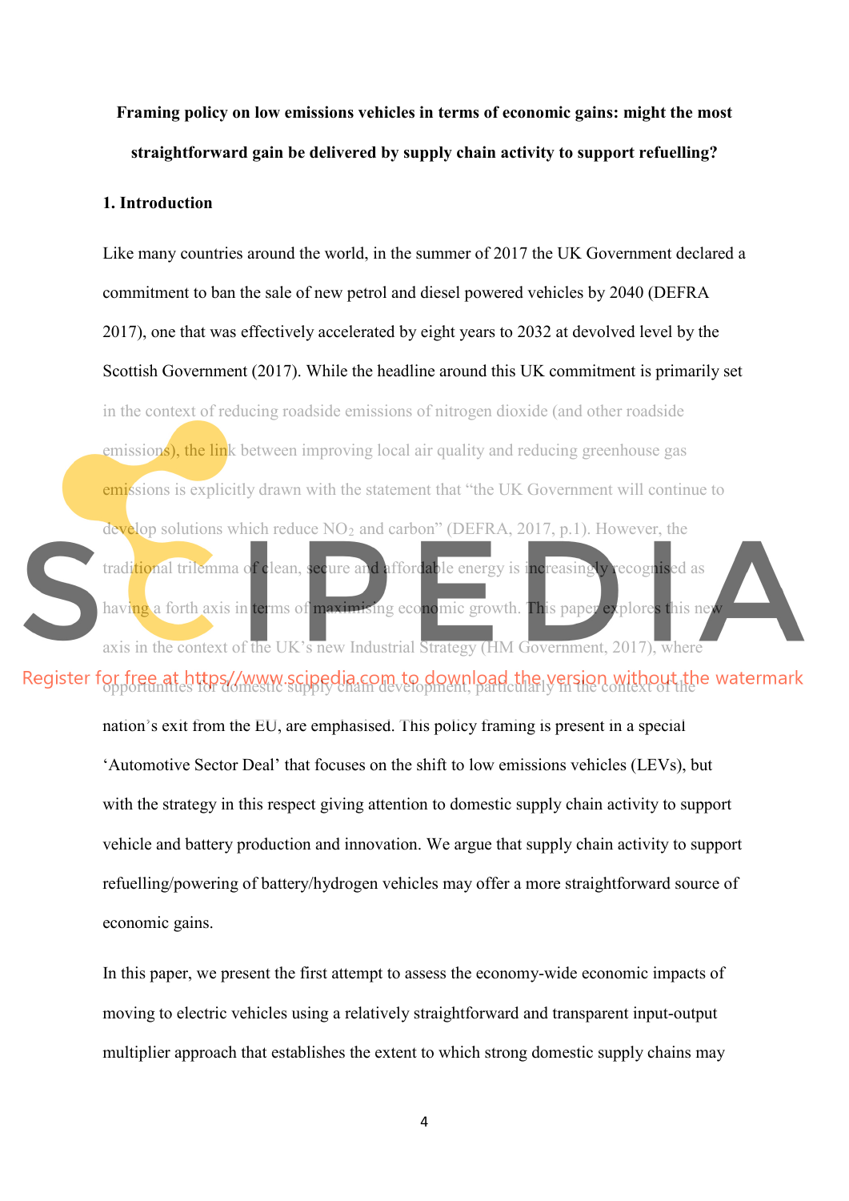**Framing policy on low emissions vehicles in terms of economic gains: might the most straightforward gain be delivered by supply chain activity to support refuelling?**

## 1. Introduction

Like many countries around the world, in the summer of 2017 the UK Government declared a commitment to ban the sale of new petrol and diesel powered vehicles by 2040 (DEFRA 2017), one that was effectively accelerated by eight years to 2032 at devolved level by the Scottish Government (2017). While the headline around this UK commitment is primarily set in the context of reducing roadside emissions of nitrogen dioxide (and other roadside emissions), the link between improving local air quality and reducing greenhouse gas emissions is explicitly drawn with the statement that "the UK Government will continue to develop solutions which reduce $NO_2$ and carbon" (DEFRA, 2017, p.1). However, the traditional trilemma of clean, secure and affordable energy is increasingly recognised as having a forth axis in terms of maximising economic growth. This paper explores this new axis in the context of the UK's new Industrial Strategy (HM Government, 2017), where opportunities for domestic supply chain development, particularly in the context of the nation's exit from the EU, are emphasised. This policy framing is present in a special 'Automotive Sector Deal' that focuses on the shift to low emissions vehicles (LEVs), but with the strategy in this respect giving attention to domestic supply chain activity to support vehicle and battery production and innovation. We argue that supply chain activity to support refuelling/powering of battery/hydrogen vehicles may offer a more straightforward source of economic gains.

In this paper, we present the first attempt to assess the economy-wide economic impacts of moving to electric vehicles using a relatively straightforward and transparent input-output multiplier approach that establishes the extent to which strong domestic supply chains may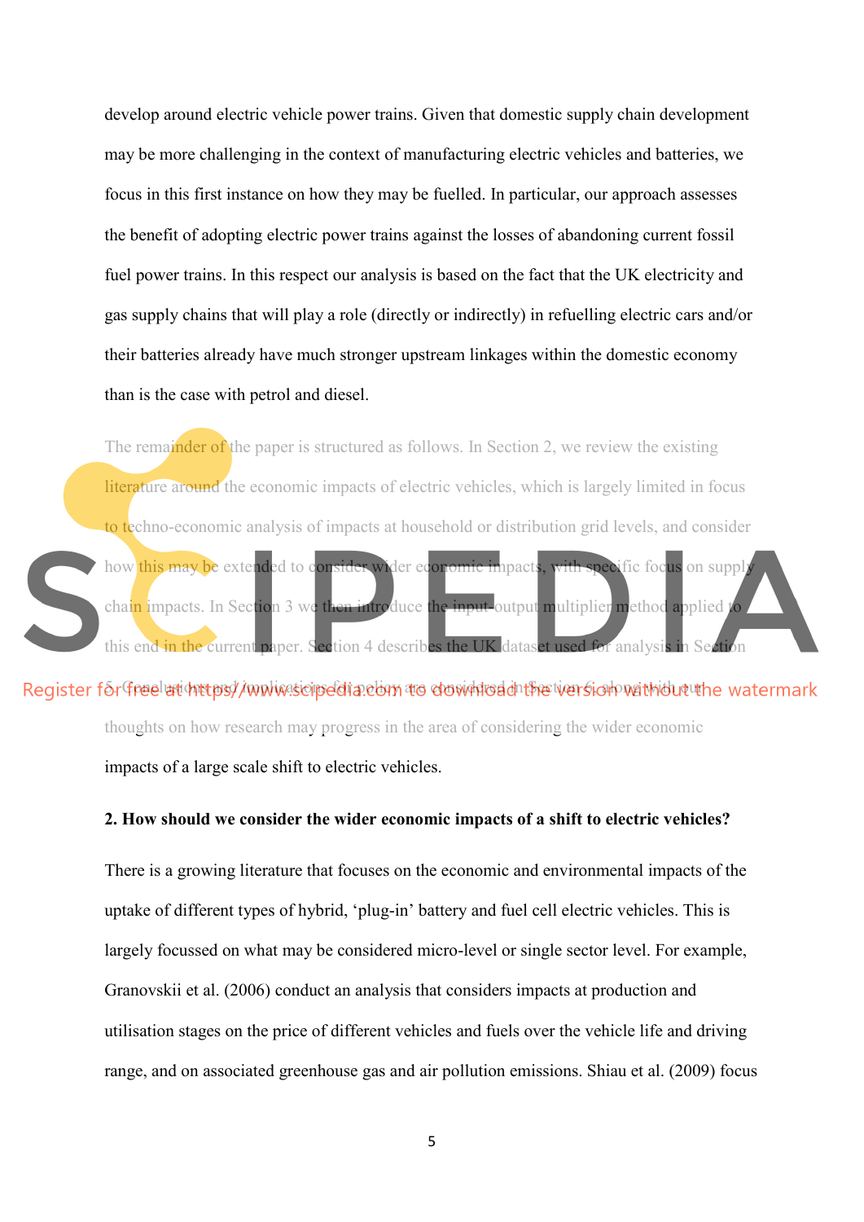develop around electric vehicle power trains. Given that domestic supply chain development may be more challenging in the context of manufacturing electric vehicles and batteries, we focus in this first instance on how they may be fuelled. In particular, our approach assesses the benefit of adopting electric power trains against the losses of abandoning current fossil fuel power trains. In this respect our analysis is based on the fact that the UK electricity and gas supply chains that will play a role (directly or indirectly) in refuelling electric cars and/or their batteries already have much stronger upstream linkages within the domestic economy than is the case with petrol and diesel.

The remainder of the paper is structured as follows. In Section 2, we review the existing literature around the economic impacts of electric vehicles, which is largely limited in focus to techno-economic analysis of impacts at household or distribution grid levels, and consider how this may be extended to consider wider economic impacts, with specific focus on supply chain impacts. In Section 3 we then introduce the input-output multiplier method applied to this end in the current paper. Section 4 describes the UK dataset used for analysis in Section 5. Conclusions and implications for policy are considered in Section 6, along with our thoughts on how research may progress in the area of considering the wider economic impacts of a large scale shift to electric vehicles.

**2. How should we consider the wider economic impacts of a shift to electric vehicles?**

There is a growing literature that focuses on the economic and environmental impacts of the uptake of different types of hybrid, 'plug-in' battery and fuel cell electric vehicles. This is largely focussed on what may be considered micro-level or single sector level. For example, Granovskii et al. (2006) conduct an analysis that considers impacts at production and utilisation stages on the price of different vehicles and fuels over the vehicle life and driving range, and on associated greenhouse gas and air pollution emissions. Shiau et al. (2009) focus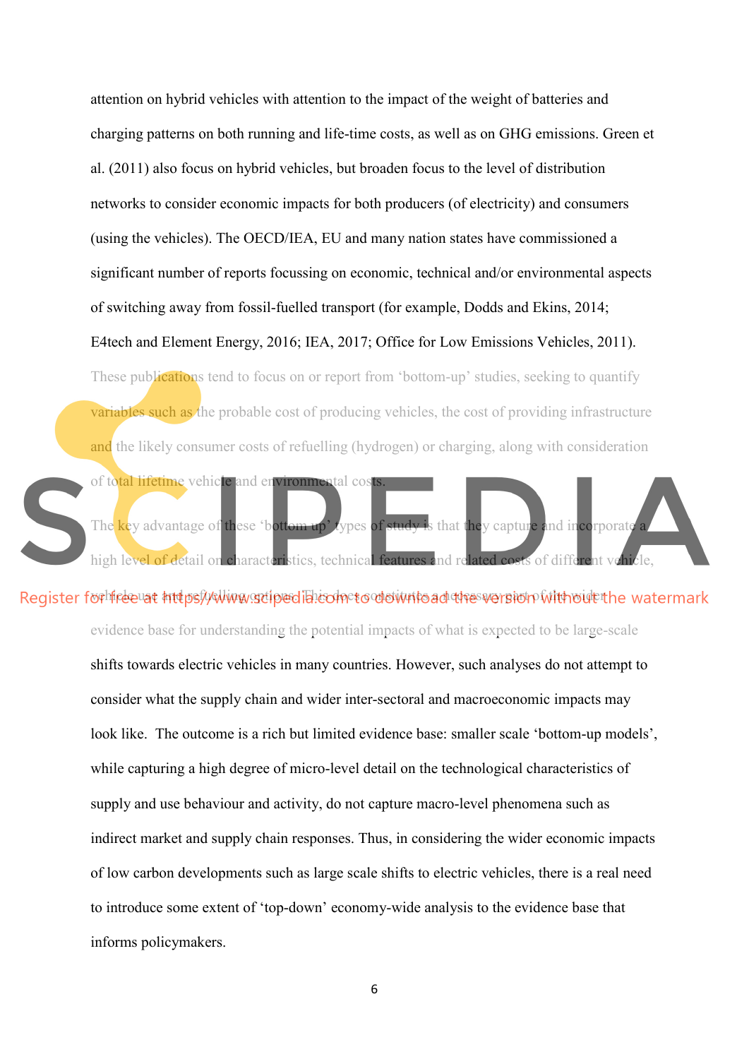attention on hybrid vehicles with attention to the impact of the weight of batteries and charging patterns on both running and life-time costs, as well as on GHG emissions. Green et al. (2011) also focus on hybrid vehicles, but broaden focus to the level of distribution networks to consider economic impacts for both producers (of electricity) and consumers (using the vehicles). The OECD/IEA, EU and many nation states have commissioned a significant number of reports focussing on economic, technical and/or environmental aspects of switching away from fossil-fuelled transport (for example, Dodds and Ekins, 2014; E4tech and Element Energy, 2016; IEA, 2017; Office for Low Emissions Vehicles, 2011). These publications tend to focus on or report from 'bottom-up' studies, seeking to quantify variables such as the probable cost of producing vehicles, the cost of providing infrastructure and the likely consumer costs of refuelling (hydrogen) or charging, along with consideration of total lifetime vehicle and environmental costs.

The key advantage of these 'bottom-up' types of study is that they capture and incorporate a high level of detail on characteristics, technical features and related costs of different vehicle, vehicle use and refuelling options. This does constitute a necessary part of the wider evidence base for understanding the potential impacts of what is expected to be large-scale shifts towards electric vehicles in many countries. However, such analyses do not attempt to consider what the supply chain and wider inter-sectoral and macroeconomic impacts may look like. The outcome is a rich but limited evidence base: smaller scale 'bottom-up models', while capturing a high degree of micro-level detail on the technological characteristics of supply and use behaviour and activity, do not capture macro-level phenomena such as indirect market and supply chain responses. Thus, in considering the wider economic impacts of low carbon developments such as large scale shifts to electric vehicles, there is a real need to introduce some extent of 'top-down' economy-wide analysis to the evidence base that informs policymakers.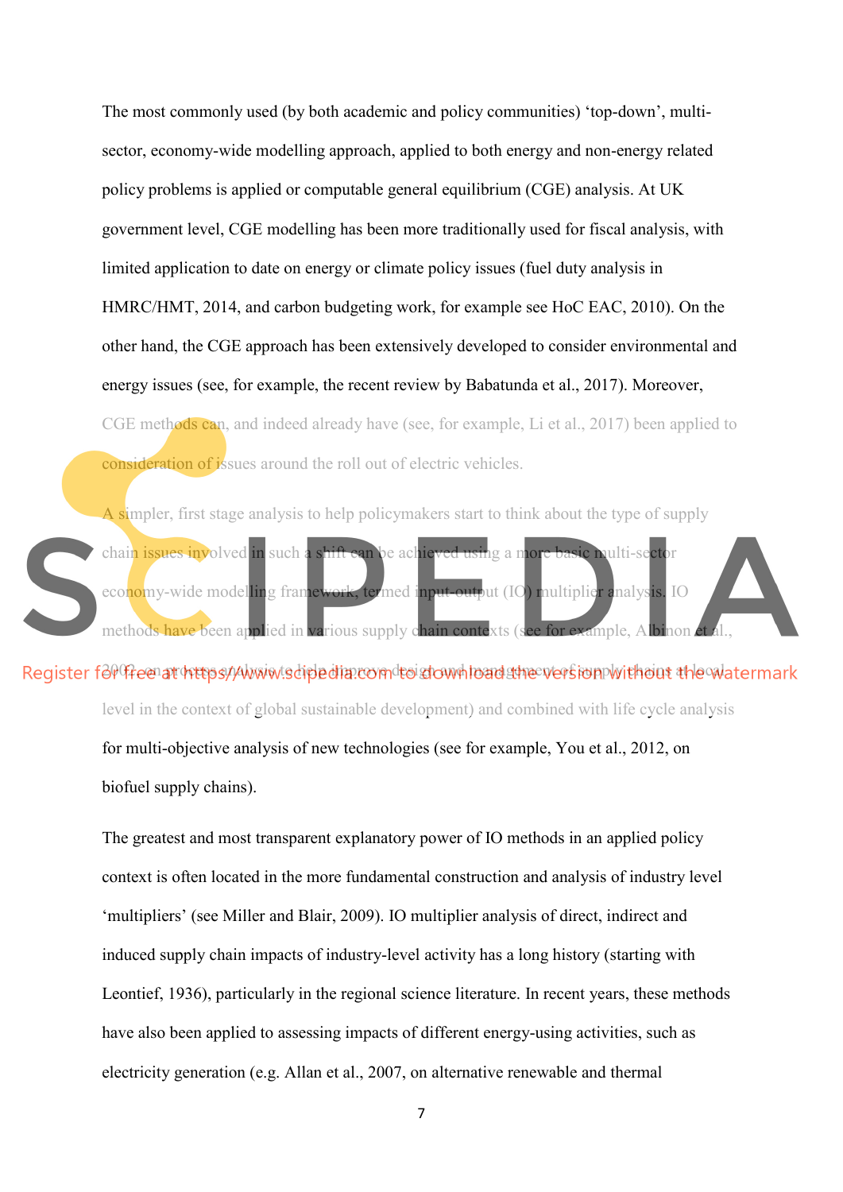The most commonly used (by both academic and policy communities) 'top-down', multi-sector, economy-wide modelling approach, applied to both energy and non-energy related policy problems is applied or computable general equilibrium (CGE) analysis. At UK government level, CGE modelling has been more traditionally used for fiscal analysis, with limited application to date on energy or climate policy issues (fuel duty analysis in HMRC/HMT, 2014, and carbon budgeting work, for example see HoC EAC, 2010). On the other hand, the CGE approach has been extensively developed to consider environmental and energy issues (see, for example, the recent review by Babatunda et al., 2017). Moreover, CGE methods can, and indeed already have (see, for example, Li et al., 2017) been applied to consideration of issues around the roll out of electric vehicles.

A simpler, first stage analysis to help policymakers start to think about the type of supply chain issues involved in such a shift can be achieved using a more basic multi-sector economy-wide modelling framework, termed input-output (IO) multiplier analysis. IO methods have been applied in various supply chain contexts (see for example, Albinon et al., 2009, on process analysis to help improve design and management of supply chains at local level in the context of global sustainable development) and combined with life cycle analysis for multi-objective analysis of new technologies (see for example, You et al., 2012, on biofuel supply chains).

The greatest and most transparent explanatory power of IO methods in an applied policy context is often located in the more fundamental construction and analysis of industry level 'multipliers' (see Miller and Blair, 2009). IO multiplier analysis of direct, indirect and induced supply chain impacts of industry-level activity has a long history (starting with Leontief, 1936), particularly in the regional science literature. In recent years, these methods have also been applied to assessing impacts of different energy-using activities, such as electricity generation (e.g. Allan et al., 2007, on alternative renewable and thermal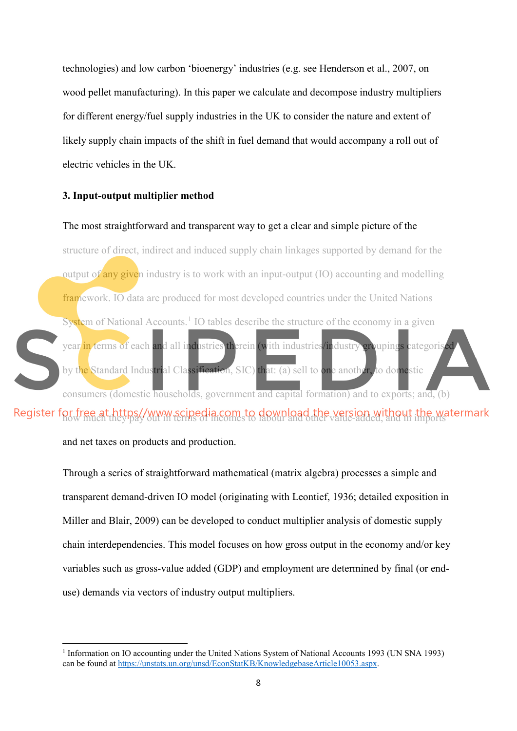technologies) and low carbon 'bioenergy' industries (e.g. see Henderson et al., 2007, on wood pellet manufacturing). In this paper we calculate and decompose industry multipliers for different energy/fuel supply industries in the UK to consider the nature and extent of likely supply chain impacts of the shift in fuel demand that would accompany a roll out of electric vehicles in the UK.

**3. Input-output multiplier method**

The most straightforward and transparent way to get a clear and simple picture of the structure of direct, indirect and induced supply chain linkages supported by demand for the output of any given industry is to work with an input-output (IO) accounting and modelling framework. IO data are produced for most developed countries under the United Nations System of National Accounts.[1] IO tables describe the structure of the economy in a given year in terms of each and all industries therein (with industries/industry groupings categorised by the Standard Industrial Classification, SIC) that: (a) sell to one another, to domestic consumers (domestic households, government and capital formation) and to exports; and, (b) how much they pay out in terms of incomes to labour and other value-added, and in imports and net taxes on products and production.

Through a series of straightforward mathematical (matrix algebra) processes a simple and transparent demand-driven IO model (originating with Leontief, 1936; detailed exposition in Miller and Blair, 2009) can be developed to conduct multiplier analysis of domestic supply chain interdependencies. This model focuses on how gross output in the economy and/or key variables such as gross-value added (GDP) and employment are determined by final (or end-use) demands via vectors of industry output multipliers.

[1] Information on IO accounting under the United Nations System of National Accounts 1993 (UN SNA 1993) can be found at https://unstats.un.org/unsd/EconStatKB/KnowledgebaseArticle10053.aspx.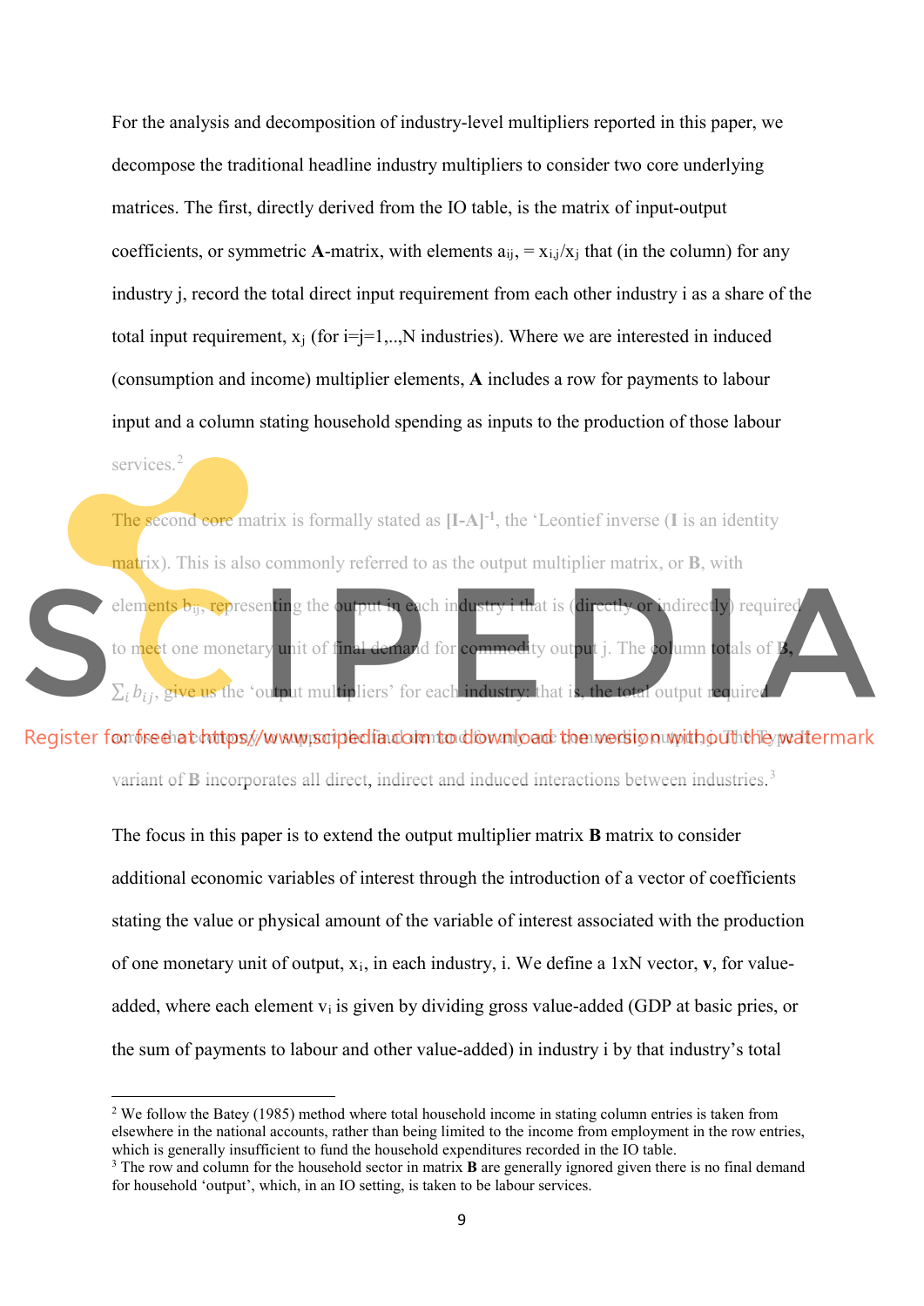For the analysis and decomposition of industry-level multipliers reported in this paper, we decompose the traditional headline industry multipliers to consider two core underlying matrices. The first, directly derived from the IO table, is the matrix of input-output coefficients, or symmetric **A**-matrix, with elements $a_{ij}$, = $x_{i,j}/x_j$ that (in the column) for any industry j, record the total direct input requirement from each other industry i as a share of the total input requirement, $x_j$ (for i=j=1,..,N industries). Where we are interested in induced (consumption and income) multiplier elements, **A** includes a row for payments to labour input and a column stating household spending as inputs to the production of those labour services.[2]

The second core matrix is formally stated as $[\mathbf{I}-\mathbf{A}]^{-1}$, the 'Leontief inverse (**I** is an identity matrix). This is also commonly referred to as the output multiplier matrix, or **B**, with elements $b_{ij}$, representing the output in each industry i that is (directly or indirectly) required to meet one monetary unit of final demand for commodity output j. The column totals of **B**, $\sum_i b_{ij}$, give us the 'output multipliers' for each industry: that is, the total output required across the economy to support final demand for each commodity output j. The Type II variant of **B** incorporates all direct, indirect and induced interactions between industries.[3]

The focus in this paper is to extend the output multiplier matrix **B** matrix to consider additional economic variables of interest through the introduction of a vector of coefficients stating the value or physical amount of the variable of interest associated with the production of one monetary unit of output, $x_i$, in each industry, i. We define a 1xN vector, **v**, for value-added, where each element $v_i$ is given by dividing gross value-added (GDP at basic pries, or the sum of payments to labour and other value-added) in industry i by that industry's total

---

[2] We follow the Batey (1985) method where total household income in stating column entries is taken from elsewhere in the national accounts, rather than being limited to the income from employment in the row entries, which is generally insufficient to fund the household expenditures recorded in the IO table.

[3] The row and column for the household sector in matrix **B** are generally ignored given there is no final demand for household 'output', which, in an IO setting, is taken to be labour services.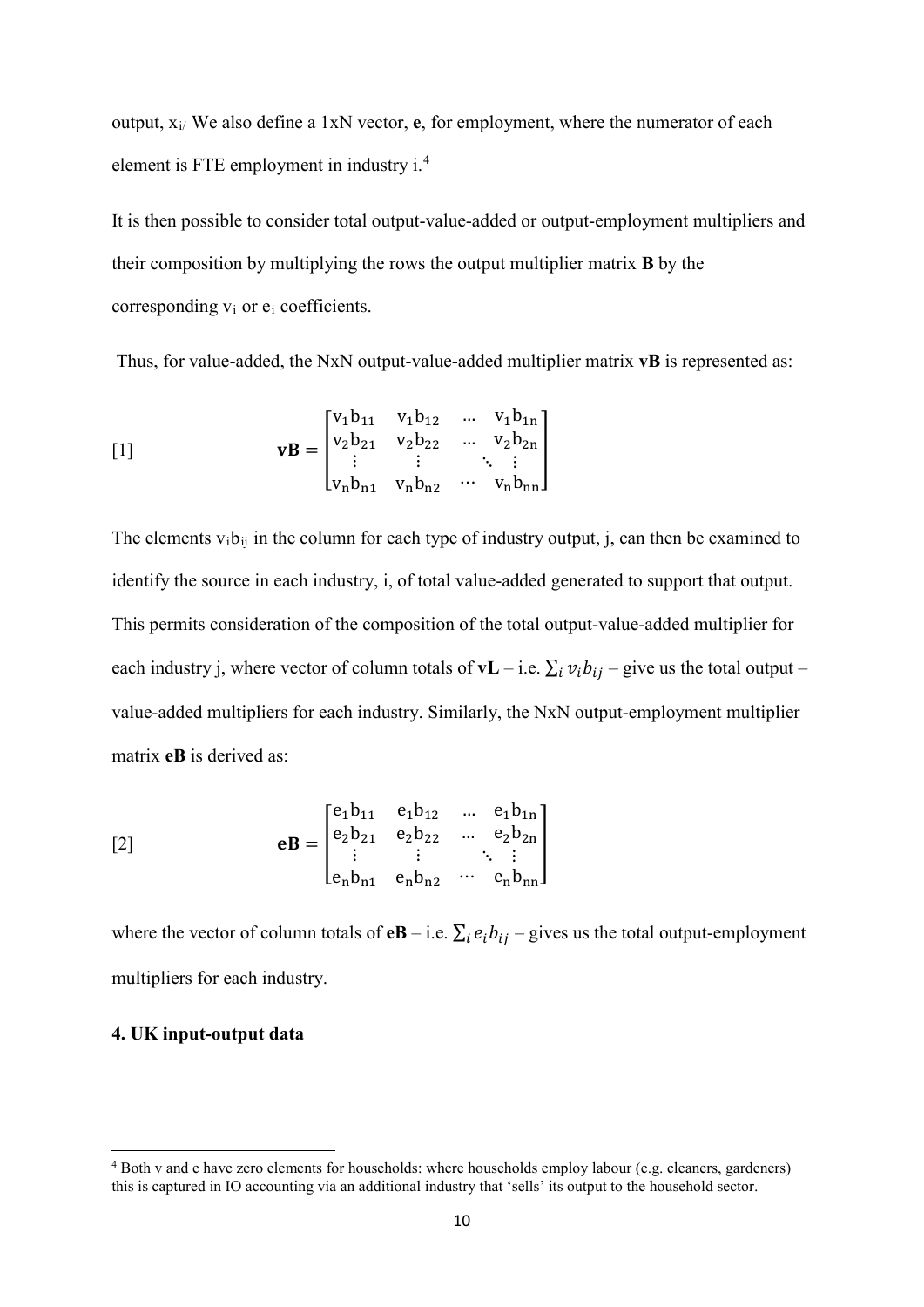output, $x_{i/}$ We also define a 1xN vector, **e**, for employment, where the numerator of each element is FTE employment in industry i.[4]

It is then possible to consider total output-value-added or output-employment multipliers and their composition by multiplying the rows the output multiplier matrix **B** by the corresponding $v_i$ or $e_i$ coefficients.

Thus, for value-added, the NxN output-value-added multiplier matrix **vB** is represented as:

$$\mathbf{vB} = \begin{bmatrix} v_1 b_{11} & v_1 b_{12} & \dots & v_1 b_{1n} \\ v_2 b_{21} & v_2 b_{22} & \dots & v_2 b_{2n} \\ \vdots & \vdots & \ddots & \vdots \\ v_n b_{n1} & v_n b_{n2} & \cdots & v_n b_{nn} \end{bmatrix} \quad [1]$$

The elements $v_i b_{ij}$ in the column for each type of industry output, j, can then be examined to identify the source in each industry, i, of total value-added generated to support that output. This permits consideration of the composition of the total output-value-added multiplier for each industry j, where vector of column totals of **vL** – i.e. $\sum_i v_i b_{ij}$ – give us the total output – value-added multipliers for each industry. Similarly, the NxN output-employment multiplier matrix **eB** is derived as:

$$\mathbf{eB} = \begin{bmatrix} e_1 b_{11} & e_1 b_{12} & \dots & e_1 b_{1n} \\ e_2 b_{21} & e_2 b_{22} & \dots & e_2 b_{2n} \\ \vdots & \vdots & \ddots & \vdots \\ e_n b_{n1} & e_n b_{n2} & \cdots & e_n b_{nn} \end{bmatrix} \quad [2]$$

where the vector of column totals of **eB** – i.e. $\sum_i e_i b_{ij}$ – gives us the total output-employment multipliers for each industry.

## 4. UK input-output data

[4] Both v and e have zero elements for households: where households employ labour (e.g. cleaners, gardeners) this is captured in IO accounting via an additional industry that 'sells' its output to the household sector.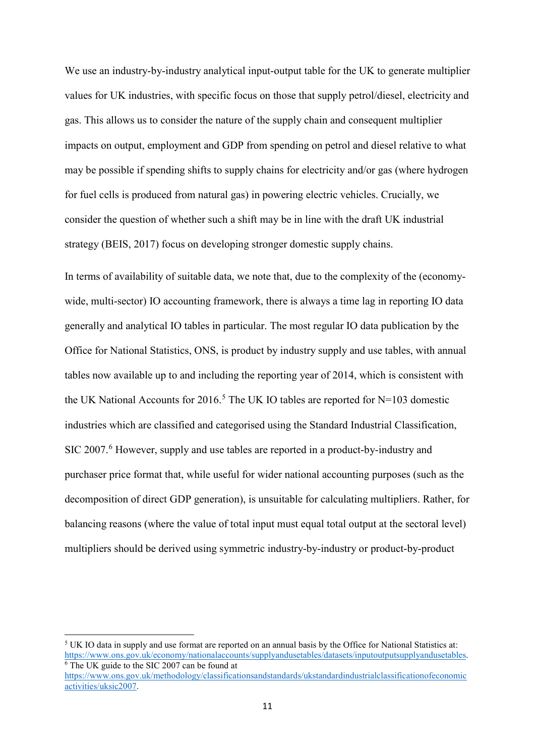We use an industry-by-industry analytical input-output table for the UK to generate multiplier values for UK industries, with specific focus on those that supply petrol/diesel, electricity and gas. This allows us to consider the nature of the supply chain and consequent multiplier impacts on output, employment and GDP from spending on petrol and diesel relative to what may be possible if spending shifts to supply chains for electricity and/or gas (where hydrogen for fuel cells is produced from natural gas) in powering electric vehicles. Crucially, we consider the question of whether such a shift may be in line with the draft UK industrial strategy (BEIS, 2017) focus on developing stronger domestic supply chains.

In terms of availability of suitable data, we note that, due to the complexity of the (economy-wide, multi-sector) IO accounting framework, there is always a time lag in reporting IO data generally and analytical IO tables in particular. The most regular IO data publication by the Office for National Statistics, ONS, is product by industry supply and use tables, with annual tables now available up to and including the reporting year of 2014, which is consistent with the UK National Accounts for 2016.[5] The UK IO tables are reported for N=103 domestic industries which are classified and categorised using the Standard Industrial Classification, SIC 2007.[6] However, supply and use tables are reported in a product-by-industry and purchaser price format that, while useful for wider national accounting purposes (such as the decomposition of direct GDP generation), is unsuitable for calculating multipliers. Rather, for balancing reasons (where the value of total input must equal total output at the sectoral level) multipliers should be derived using symmetric industry-by-industry or product-by-product

[5] UK IO data in supply and use format are reported on an annual basis by the Office for National Statistics at: https://www.ons.gov.uk/economy/nationalaccounts/supplyandusetables/datasets/inputoutputsupplyandusetables.

[6] The UK guide to the SIC 2007 can be found at https://www.ons.gov.uk/methodology/classificationsandstandards/ukstandardindustrialclassificationofeconomicactivities/uksic2007.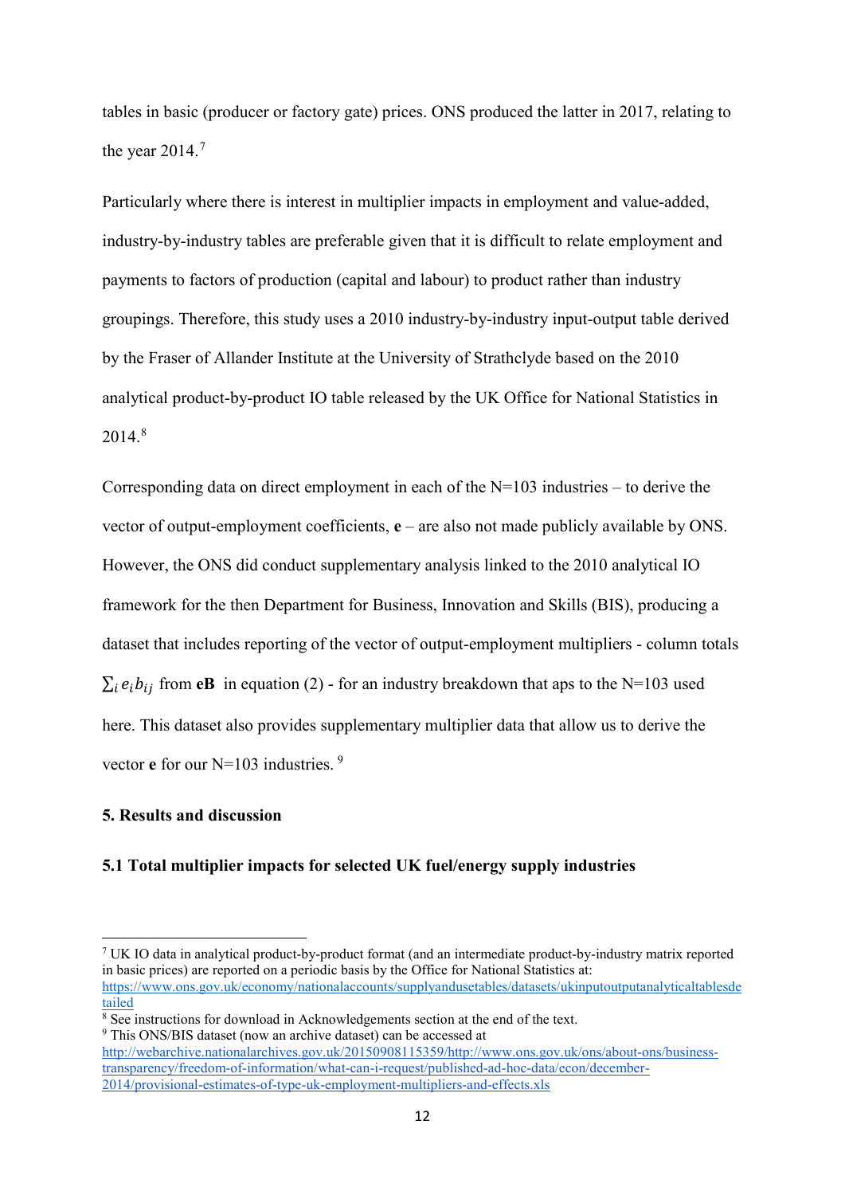tables in basic (producer or factory gate) prices. ONS produced the latter in 2017, relating to the year 2014.[7]

Particularly where there is interest in multiplier impacts in employment and value-added, industry-by-industry tables are preferable given that it is difficult to relate employment and payments to factors of production (capital and labour) to product rather than industry groupings. Therefore, this study uses a 2010 industry-by-industry input-output table derived by the Fraser of Allander Institute at the University of Strathclyde based on the 2010 analytical product-by-product IO table released by the UK Office for National Statistics in 2014.[8]

Corresponding data on direct employment in each of the N=103 industries – to derive the vector of output-employment coefficients, **e** – are also not made publicly available by ONS. However, the ONS did conduct supplementary analysis linked to the 2010 analytical IO framework for the then Department for Business, Innovation and Skills (BIS), producing a dataset that includes reporting of the vector of output-employment multipliers - column totals $\sum_i e_i b_{ij}$ from $\mathbf{eB}$ in equation (2) - for an industry breakdown that aps to the N=103 used here. This dataset also provides supplementary multiplier data that allow us to derive the vector **e** for our N=103 industries. [9]

## 5. Results and discussion

### 5.1 Total multiplier impacts for selected UK fuel/energy supply industries

---

[7] UK IO data in analytical product-by-product format (and an intermediate product-by-industry matrix reported in basic prices) are reported on a periodic basis by the Office for National Statistics at: https://www.ons.gov.uk/economy/nationalaccounts/supplyandusetables/datasets/ukinputoutputanalyticaltablesdetailed

[8] See instructions for download in Acknowledgements section at the end of the text.

[9] This ONS/BIS dataset (now an archive dataset) can be accessed at http://webarchive.nationalarchives.gov.uk/20150908115359/http://www.ons.gov.uk/ons/about-ons/business-transparency/freedom-of-information/what-can-i-request/published-ad-hoc-data/econ/december-2014/provisional-estimates-of-type-uk-employment-multipliers-and-effects.xls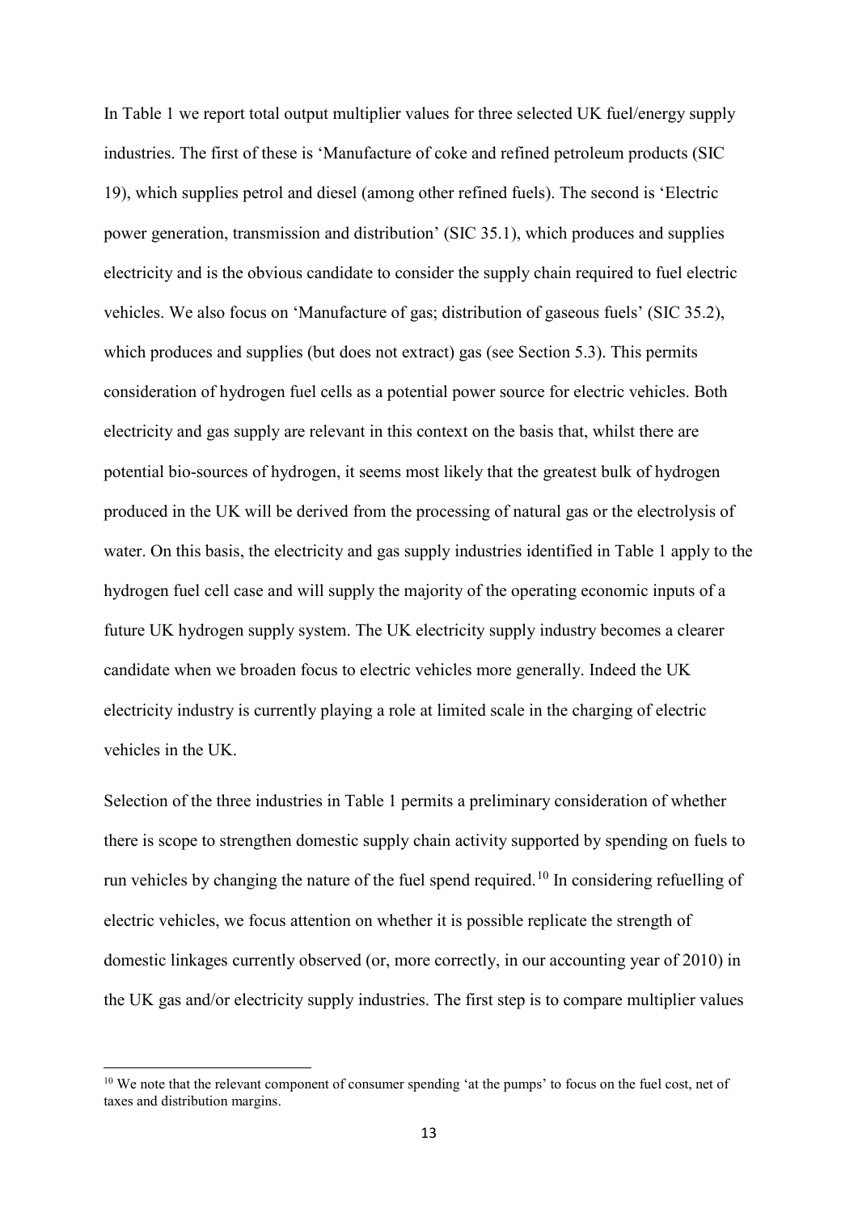In Table 1 we report total output multiplier values for three selected UK fuel/energy supply industries. The first of these is 'Manufacture of coke and refined petroleum products (SIC 19), which supplies petrol and diesel (among other refined fuels). The second is 'Electric power generation, transmission and distribution' (SIC 35.1), which produces and supplies electricity and is the obvious candidate to consider the supply chain required to fuel electric vehicles. We also focus on 'Manufacture of gas; distribution of gaseous fuels' (SIC 35.2), which produces and supplies (but does not extract) gas (see Section 5.3). This permits consideration of hydrogen fuel cells as a potential power source for electric vehicles. Both electricity and gas supply are relevant in this context on the basis that, whilst there are potential bio-sources of hydrogen, it seems most likely that the greatest bulk of hydrogen produced in the UK will be derived from the processing of natural gas or the electrolysis of water. On this basis, the electricity and gas supply industries identified in Table 1 apply to the hydrogen fuel cell case and will supply the majority of the operating economic inputs of a future UK hydrogen supply system. The UK electricity supply industry becomes a clearer candidate when we broaden focus to electric vehicles more generally. Indeed the UK electricity industry is currently playing a role at limited scale in the charging of electric vehicles in the UK.

Selection of the three industries in Table 1 permits a preliminary consideration of whether there is scope to strengthen domestic supply chain activity supported by spending on fuels to run vehicles by changing the nature of the fuel spend required.[10] In considering refuelling of electric vehicles, we focus attention on whether it is possible replicate the strength of domestic linkages currently observed (or, more correctly, in our accounting year of 2010) in the UK gas and/or electricity supply industries. The first step is to compare multiplier values

[10] We note that the relevant component of consumer spending 'at the pumps' to focus on the fuel cost, net of taxes and distribution margins.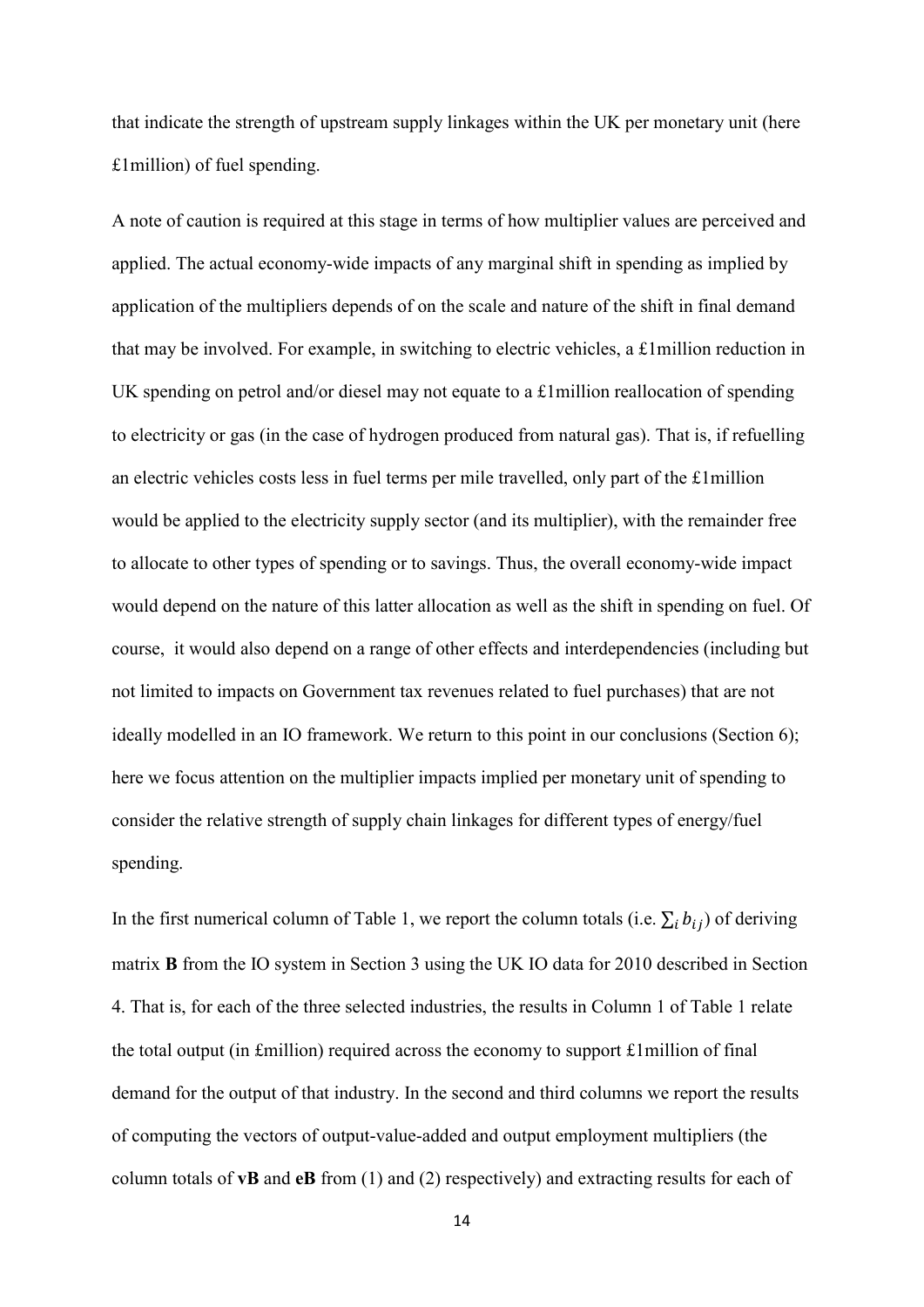that indicate the strength of upstream supply linkages within the UK per monetary unit (here £1million) of fuel spending.

A note of caution is required at this stage in terms of how multiplier values are perceived and applied. The actual economy-wide impacts of any marginal shift in spending as implied by application of the multipliers depends of on the scale and nature of the shift in final demand that may be involved. For example, in switching to electric vehicles, a £1million reduction in UK spending on petrol and/or diesel may not equate to a £1million reallocation of spending to electricity or gas (in the case of hydrogen produced from natural gas). That is, if refuelling an electric vehicles costs less in fuel terms per mile travelled, only part of the £1million would be applied to the electricity supply sector (and its multiplier), with the remainder free to allocate to other types of spending or to savings. Thus, the overall economy-wide impact would depend on the nature of this latter allocation as well as the shift in spending on fuel. Of course, it would also depend on a range of other effects and interdependencies (including but not limited to impacts on Government tax revenues related to fuel purchases) that are not ideally modelled in an IO framework. We return to this point in our conclusions (Section 6); here we focus attention on the multiplier impacts implied per monetary unit of spending to consider the relative strength of supply chain linkages for different types of energy/fuel spending.

In the first numerical column of Table 1, we report the column totals (i.e. $\sum_i b_{ij}$) of deriving matrix **B** from the IO system in Section 3 using the UK IO data for 2010 described in Section 4. That is, for each of the three selected industries, the results in Column 1 of Table 1 relate the total output (in £million) required across the economy to support £1million of final demand for the output of that industry. In the second and third columns we report the results of computing the vectors of output-value-added and output employment multipliers (the column totals of **vB** and **eB** from (1) and (2) respectively) and extracting results for each of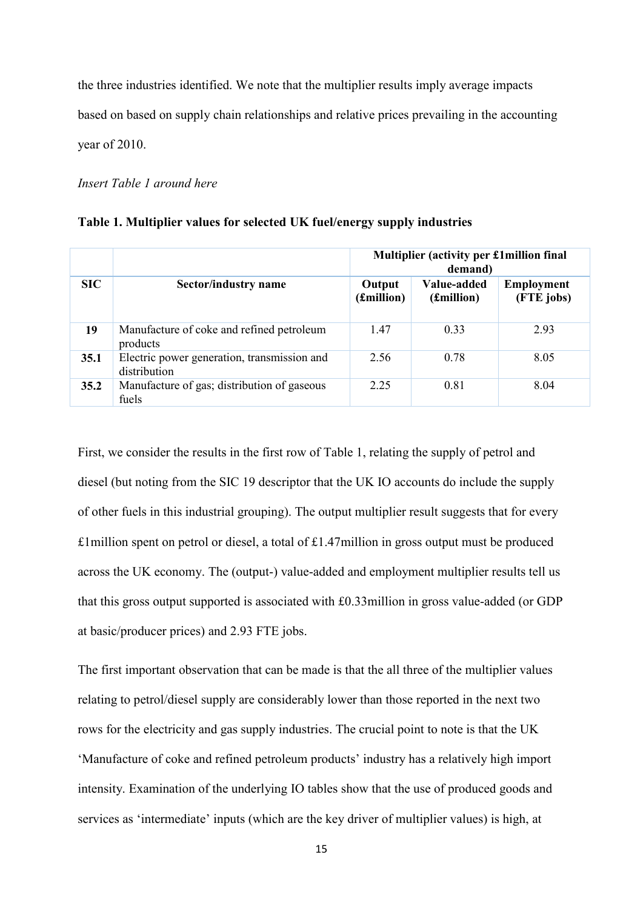the three industries identified. We note that the multiplier results imply average impacts based on based on supply chain relationships and relative prices prevailing in the accounting year of 2010.

*Insert Table 1 around here*

**Table 1. Multiplier values for selected UK fuel/energy supply industries**

| | | Multiplier (activity per £1million final demand) | | |
|---|---|---|---|---|
| **SIC** | **Sector/industry name** | **Output (£million)** | **Value-added (£million)** | **Employment (FTE jobs)** |
| **19** | Manufacture of coke and refined petroleum products | 1.47 | 0.33 | 2.93 |
| **35.1** | Electric power generation, transmission and distribution | 2.56 | 0.78 | 8.05 |
| **35.2** | Manufacture of gas; distribution of gaseous fuels | 2.25 | 0.81 | 8.04 |

First, we consider the results in the first row of Table 1, relating the supply of petrol and diesel (but noting from the SIC 19 descriptor that the UK IO accounts do include the supply of other fuels in this industrial grouping). The output multiplier result suggests that for every £1million spent on petrol or diesel, a total of £1.47million in gross output must be produced across the UK economy. The (output-) value-added and employment multiplier results tell us that this gross output supported is associated with £0.33million in gross value-added (or GDP at basic/producer prices) and 2.93 FTE jobs.

The first important observation that can be made is that the all three of the multiplier values relating to petrol/diesel supply are considerably lower than those reported in the next two rows for the electricity and gas supply industries. The crucial point to note is that the UK 'Manufacture of coke and refined petroleum products' industry has a relatively high import intensity. Examination of the underlying IO tables show that the use of produced goods and services as 'intermediate' inputs (which are the key driver of multiplier values) is high, at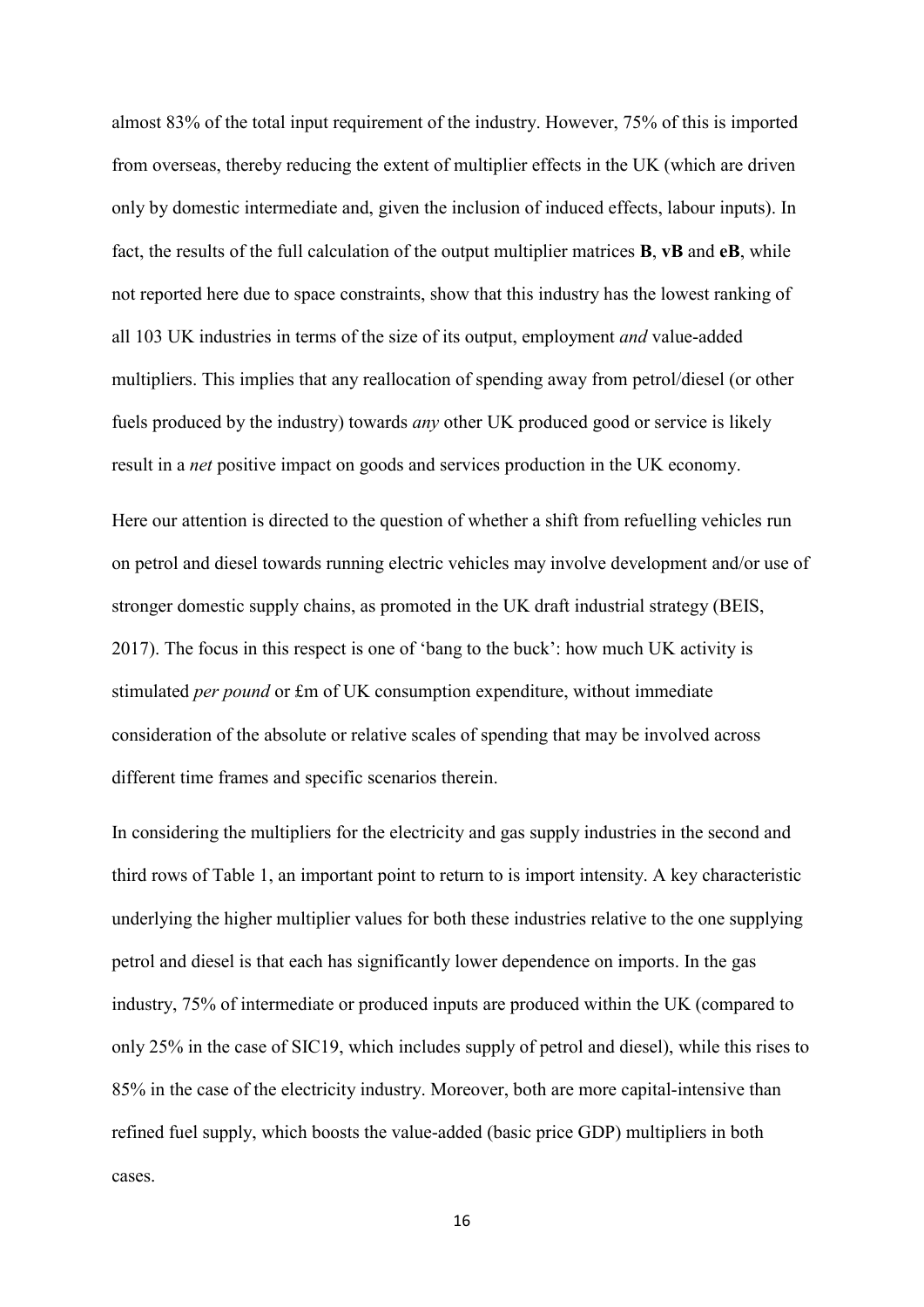almost 83% of the total input requirement of the industry. However, 75% of this is imported from overseas, thereby reducing the extent of multiplier effects in the UK (which are driven only by domestic intermediate and, given the inclusion of induced effects, labour inputs). In fact, the results of the full calculation of the output multiplier matrices **B**, **vB** and **eB**, while not reported here due to space constraints, show that this industry has the lowest ranking of all 103 UK industries in terms of the size of its output, employment *and* value-added multipliers. This implies that any reallocation of spending away from petrol/diesel (or other fuels produced by the industry) towards *any* other UK produced good or service is likely result in a *net* positive impact on goods and services production in the UK economy.

Here our attention is directed to the question of whether a shift from refuelling vehicles run on petrol and diesel towards running electric vehicles may involve development and/or use of stronger domestic supply chains, as promoted in the UK draft industrial strategy (BEIS, 2017). The focus in this respect is one of 'bang to the buck': how much UK activity is stimulated *per pound* or £m of UK consumption expenditure, without immediate consideration of the absolute or relative scales of spending that may be involved across different time frames and specific scenarios therein.

In considering the multipliers for the electricity and gas supply industries in the second and third rows of Table 1, an important point to return to is import intensity. A key characteristic underlying the higher multiplier values for both these industries relative to the one supplying petrol and diesel is that each has significantly lower dependence on imports. In the gas industry, 75% of intermediate or produced inputs are produced within the UK (compared to only 25% in the case of SIC19, which includes supply of petrol and diesel), while this rises to 85% in the case of the electricity industry. Moreover, both are more capital-intensive than refined fuel supply, which boosts the value-added (basic price GDP) multipliers in both cases.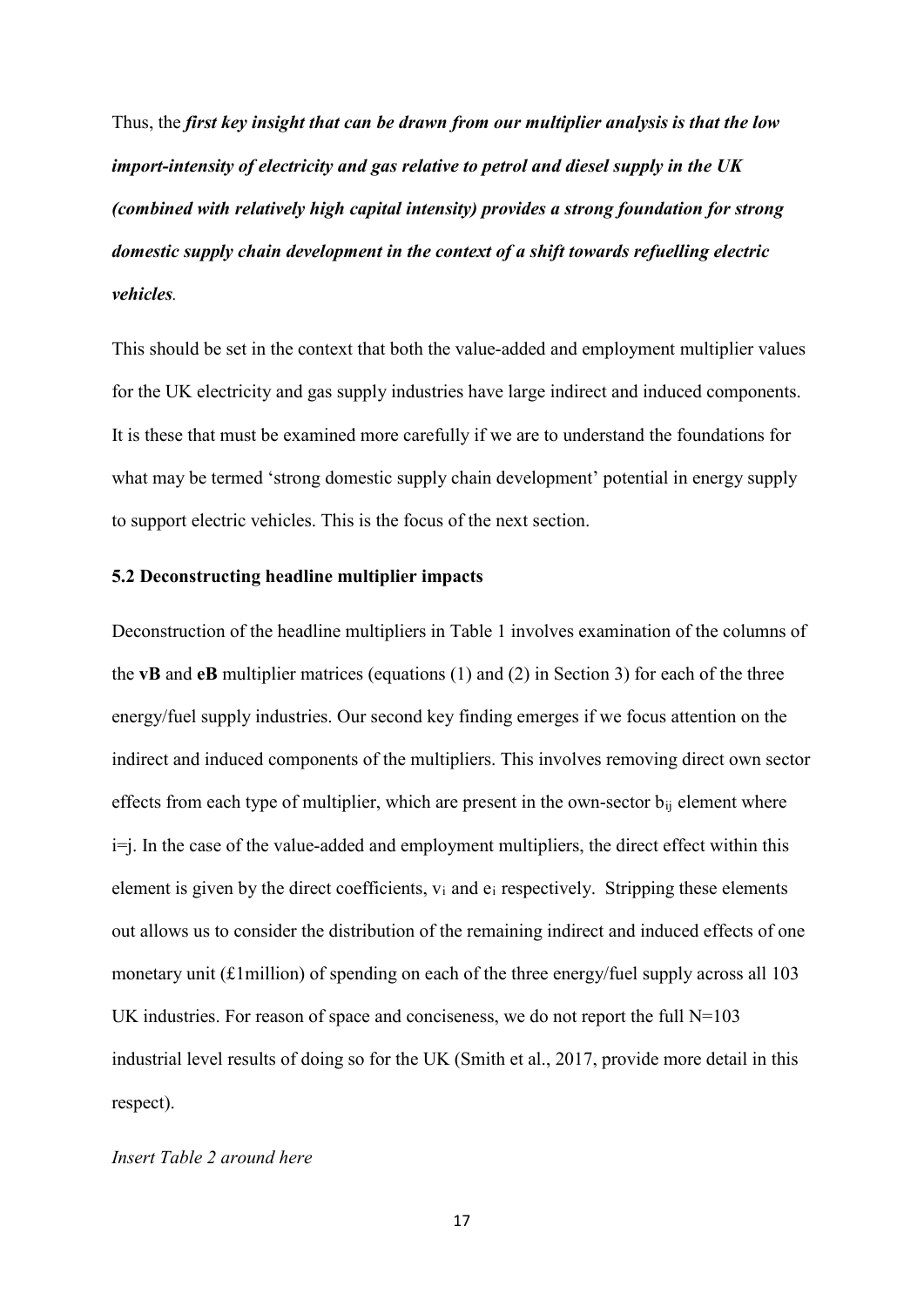Thus, the ***first key insight that can be drawn from our multiplier analysis is that the low import-intensity of electricity and gas relative to petrol and diesel supply in the UK (combined with relatively high capital intensity) provides a strong foundation for strong domestic supply chain development in the context of a shift towards refuelling electric vehicles****.*

This should be set in the context that both the value-added and employment multiplier values for the UK electricity and gas supply industries have large indirect and induced components. It is these that must be examined more carefully if we are to understand the foundations for what may be termed 'strong domestic supply chain development' potential in energy supply to support electric vehicles. This is the focus of the next section.

### 5.2 Deconstructing headline multiplier impacts

Deconstruction of the headline multipliers in Table 1 involves examination of the columns of the **vB** and **eB** multiplier matrices (equations (1) and (2) in Section 3) for each of the three energy/fuel supply industries. Our second key finding emerges if we focus attention on the indirect and induced components of the multipliers. This involves removing direct own sector effects from each type of multiplier, which are present in the own-sector $b_{ij}$ element where i=j. In the case of the value-added and employment multipliers, the direct effect within this element is given by the direct coefficients, $v_i$ and $e_i$ respectively. Stripping these elements out allows us to consider the distribution of the remaining indirect and induced effects of one monetary unit (£1million) of spending on each of the three energy/fuel supply across all 103 UK industries. For reason of space and conciseness, we do not report the full N=103 industrial level results of doing so for the UK (Smith et al., 2017, provide more detail in this respect).

*Insert Table 2 around here*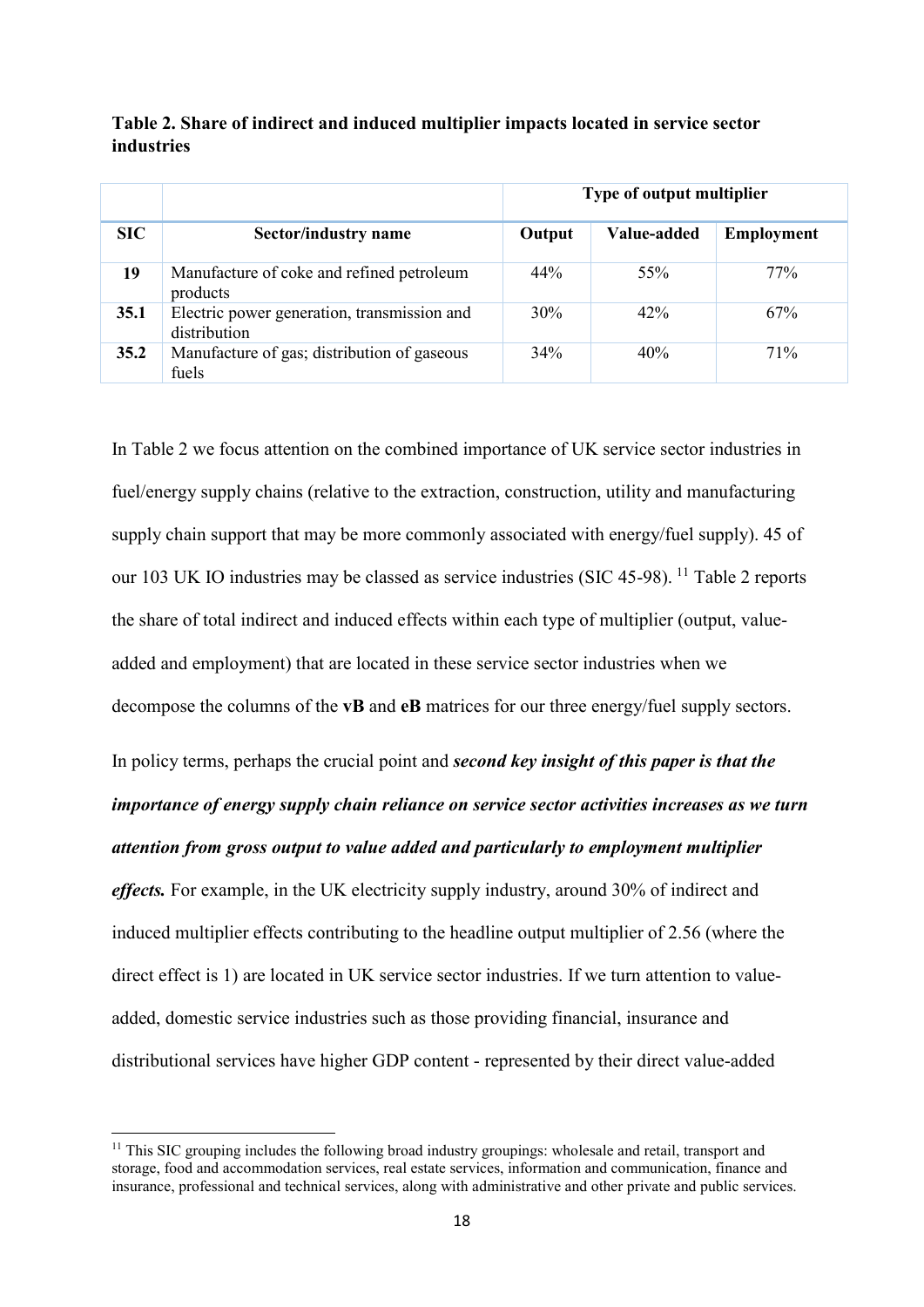**Table 2. Share of indirect and induced multiplier impacts located in service sector industries**

| | | Type of output multiplier | | |
|---|---|---|---|---|
| **SIC** | **Sector/industry name** | **Output** | **Value-added** | **Employment** |
| **19** | Manufacture of coke and refined petroleum products | 44% | 55% | 77% |
| **35.1** | Electric power generation, transmission and distribution | 30% | 42% | 67% |
| **35.2** | Manufacture of gas; distribution of gaseous fuels | 34% | 40% | 71% |

In Table 2 we focus attention on the combined importance of UK service sector industries in fuel/energy supply chains (relative to the extraction, construction, utility and manufacturing supply chain support that may be more commonly associated with energy/fuel supply). 45 of our 103 UK IO industries may be classed as service industries (SIC 45-98).[11] Table 2 reports the share of total indirect and induced effects within each type of multiplier (output, value-added and employment) that are located in these service sector industries when we decompose the columns of the **vB** and **eB** matrices for our three energy/fuel supply sectors.

In policy terms, perhaps the crucial point and ***second key insight of this paper is that the importance of energy supply chain reliance on service sector activities increases as we turn attention from gross output to value added and particularly to employment multiplier effects.*** For example, in the UK electricity supply industry, around 30% of indirect and induced multiplier effects contributing to the headline output multiplier of 2.56 (where the direct effect is 1) are located in UK service sector industries. If we turn attention to value-added, domestic service industries such as those providing financial, insurance and distributional services have higher GDP content - represented by their direct value-added

[11] This SIC grouping includes the following broad industry groupings: wholesale and retail, transport and storage, food and accommodation services, real estate services, information and communication, finance and insurance, professional and technical services, along with administrative and other private and public services.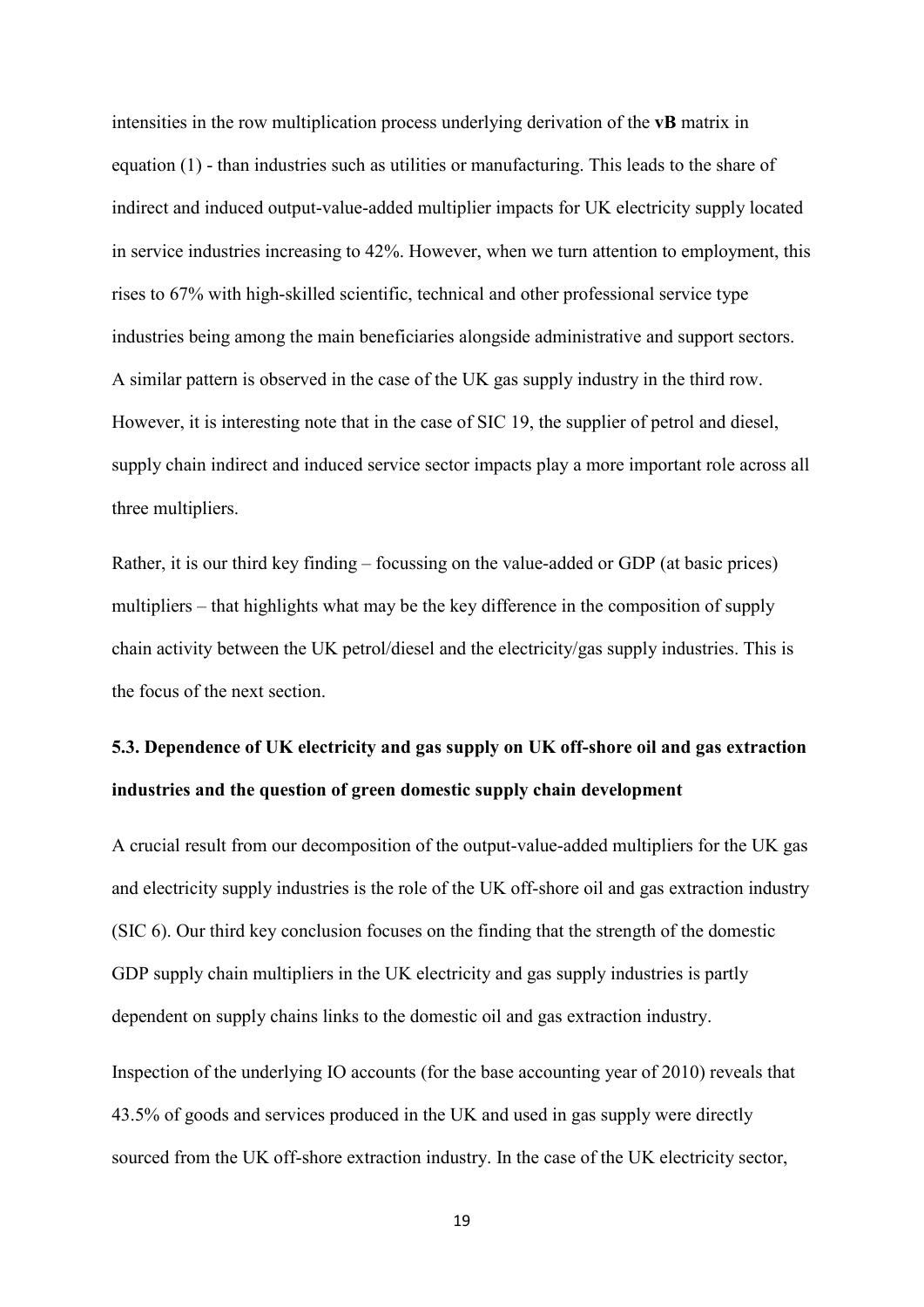intensities in the row multiplication process underlying derivation of the **vB** matrix in equation (1) - than industries such as utilities or manufacturing. This leads to the share of indirect and induced output-value-added multiplier impacts for UK electricity supply located in service industries increasing to 42%. However, when we turn attention to employment, this rises to 67% with high-skilled scientific, technical and other professional service type industries being among the main beneficiaries alongside administrative and support sectors. A similar pattern is observed in the case of the UK gas supply industry in the third row. However, it is interesting note that in the case of SIC 19, the supplier of petrol and diesel, supply chain indirect and induced service sector impacts play a more important role across all three multipliers.

Rather, it is our third key finding – focussing on the value-added or GDP (at basic prices) multipliers – that highlights what may be the key difference in the composition of supply chain activity between the UK petrol/diesel and the electricity/gas supply industries. This is the focus of the next section.

### 5.3. Dependence of UK electricity and gas supply on UK off-shore oil and gas extraction industries and the question of green domestic supply chain development

A crucial result from our decomposition of the output-value-added multipliers for the UK gas and electricity supply industries is the role of the UK off-shore oil and gas extraction industry (SIC 6). Our third key conclusion focuses on the finding that the strength of the domestic GDP supply chain multipliers in the UK electricity and gas supply industries is partly dependent on supply chains links to the domestic oil and gas extraction industry.

Inspection of the underlying IO accounts (for the base accounting year of 2010) reveals that 43.5% of goods and services produced in the UK and used in gas supply were directly sourced from the UK off-shore extraction industry. In the case of the UK electricity sector,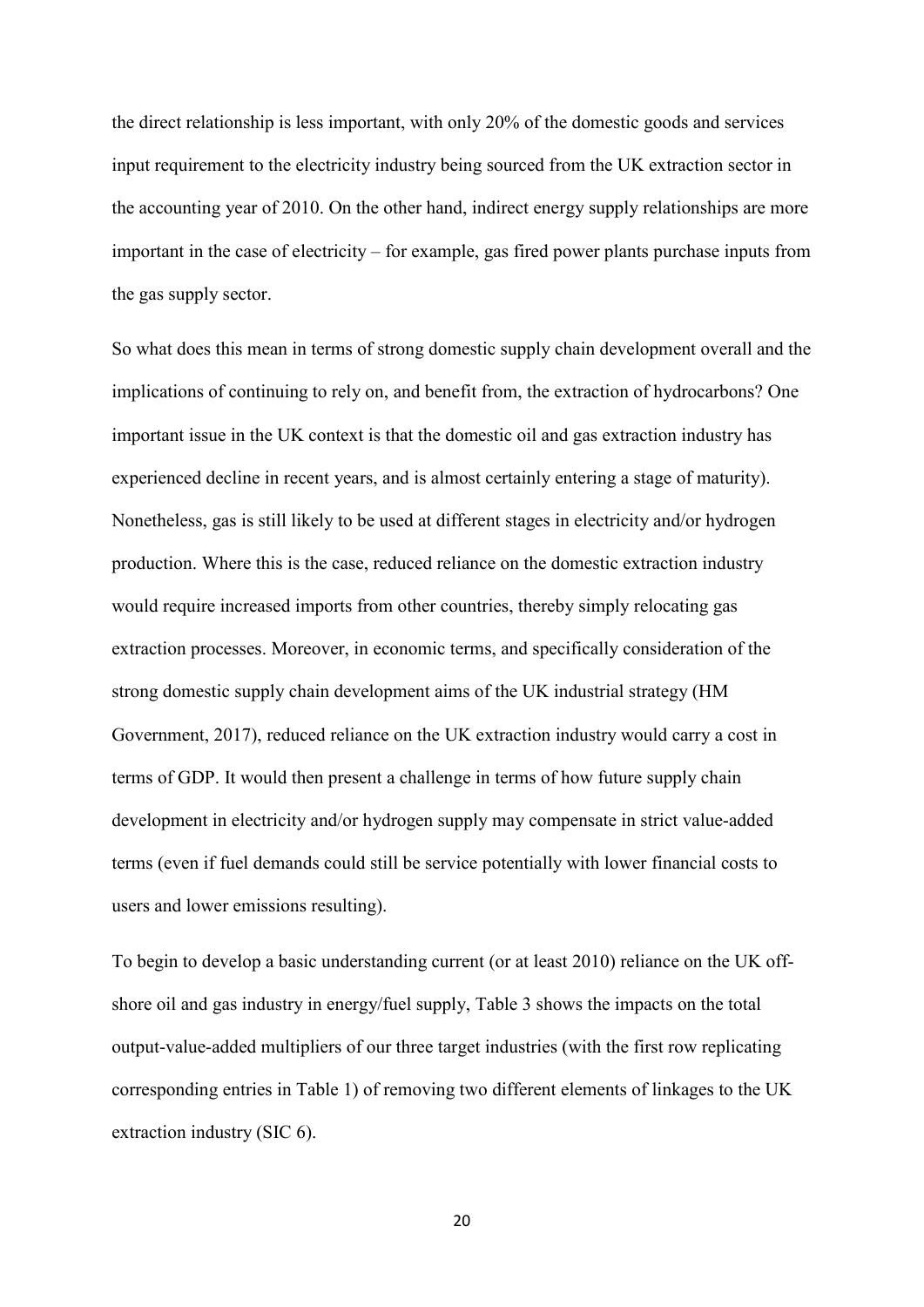the direct relationship is less important, with only 20% of the domestic goods and services input requirement to the electricity industry being sourced from the UK extraction sector in the accounting year of 2010. On the other hand, indirect energy supply relationships are more important in the case of electricity – for example, gas fired power plants purchase inputs from the gas supply sector.

So what does this mean in terms of strong domestic supply chain development overall and the implications of continuing to rely on, and benefit from, the extraction of hydrocarbons? One important issue in the UK context is that the domestic oil and gas extraction industry has experienced decline in recent years, and is almost certainly entering a stage of maturity). Nonetheless, gas is still likely to be used at different stages in electricity and/or hydrogen production. Where this is the case, reduced reliance on the domestic extraction industry would require increased imports from other countries, thereby simply relocating gas extraction processes. Moreover, in economic terms, and specifically consideration of the strong domestic supply chain development aims of the UK industrial strategy (HM Government, 2017), reduced reliance on the UK extraction industry would carry a cost in terms of GDP. It would then present a challenge in terms of how future supply chain development in electricity and/or hydrogen supply may compensate in strict value-added terms (even if fuel demands could still be service potentially with lower financial costs to users and lower emissions resulting).

To begin to develop a basic understanding current (or at least 2010) reliance on the UK off-shore oil and gas industry in energy/fuel supply, Table 3 shows the impacts on the total output-value-added multipliers of our three target industries (with the first row replicating corresponding entries in Table 1) of removing two different elements of linkages to the UK extraction industry (SIC 6).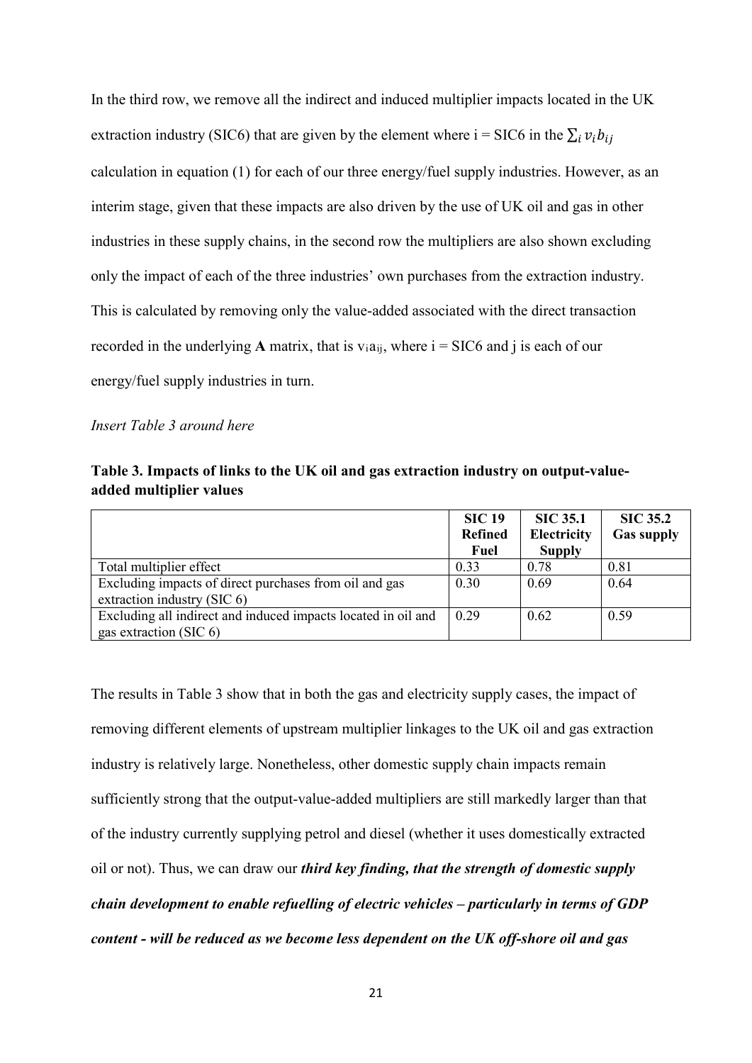In the third row, we remove all the indirect and induced multiplier impacts located in the UK extraction industry (SIC6) that are given by the element where i = SIC6 in the $\sum_i v_i b_{ij}$ calculation in equation (1) for each of our three energy/fuel supply industries. However, as an interim stage, given that these impacts are also driven by the use of UK oil and gas in other industries in these supply chains, in the second row the multipliers are also shown excluding only the impact of each of the three industries' own purchases from the extraction industry. This is calculated by removing only the value-added associated with the direct transaction recorded in the underlying **A** matrix, that is $v_i a_{ij}$, where i = SIC6 and j is each of our energy/fuel supply industries in turn.

*Insert Table 3 around here*

**Table 3. Impacts of links to the UK oil and gas extraction industry on output-value-added multiplier values**

| | SIC 19 Refined Fuel | SIC 35.1 Electricity Supply | SIC 35.2 Gas supply |
|---|---|---|---|
| Total multiplier effect | 0.33 | 0.78 | 0.81 |
| Excluding impacts of direct purchases from oil and gas extraction industry (SIC 6) | 0.30 | 0.69 | 0.64 |
| Excluding all indirect and induced impacts located in oil and gas extraction (SIC 6) | 0.29 | 0.62 | 0.59 |

The results in Table 3 show that in both the gas and electricity supply cases, the impact of removing different elements of upstream multiplier linkages to the UK oil and gas extraction industry is relatively large. Nonetheless, other domestic supply chain impacts remain sufficiently strong that the output-value-added multipliers are still markedly larger than that of the industry currently supplying petrol and diesel (whether it uses domestically extracted oil or not). Thus, we can draw our ***third key finding, that the strength of domestic supply chain development to enable refuelling of electric vehicles – particularly in terms of GDP content - will be reduced as we become less dependent on the UK off-shore oil and gas***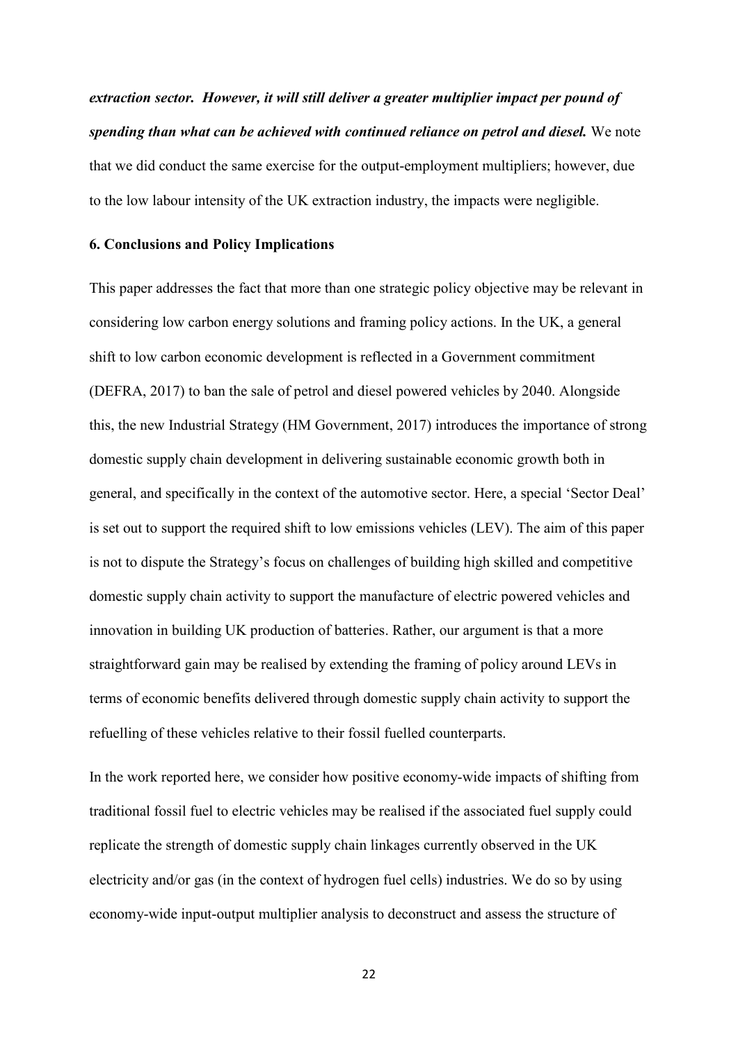***extraction sector. However, it will still deliver a greater multiplier impact per pound of spending than what can be achieved with continued reliance on petrol and diesel.*** We note that we did conduct the same exercise for the output-employment multipliers; however, due to the low labour intensity of the UK extraction industry, the impacts were negligible.

## 6. Conclusions and Policy Implications

This paper addresses the fact that more than one strategic policy objective may be relevant in considering low carbon energy solutions and framing policy actions. In the UK, a general shift to low carbon economic development is reflected in a Government commitment (DEFRA, 2017) to ban the sale of petrol and diesel powered vehicles by 2040. Alongside this, the new Industrial Strategy (HM Government, 2017) introduces the importance of strong domestic supply chain development in delivering sustainable economic growth both in general, and specifically in the context of the automotive sector. Here, a special 'Sector Deal' is set out to support the required shift to low emissions vehicles (LEV). The aim of this paper is not to dispute the Strategy's focus on challenges of building high skilled and competitive domestic supply chain activity to support the manufacture of electric powered vehicles and innovation in building UK production of batteries. Rather, our argument is that a more straightforward gain may be realised by extending the framing of policy around LEVs in terms of economic benefits delivered through domestic supply chain activity to support the refuelling of these vehicles relative to their fossil fuelled counterparts.

In the work reported here, we consider how positive economy-wide impacts of shifting from traditional fossil fuel to electric vehicles may be realised if the associated fuel supply could replicate the strength of domestic supply chain linkages currently observed in the UK electricity and/or gas (in the context of hydrogen fuel cells) industries. We do so by using economy-wide input-output multiplier analysis to deconstruct and assess the structure of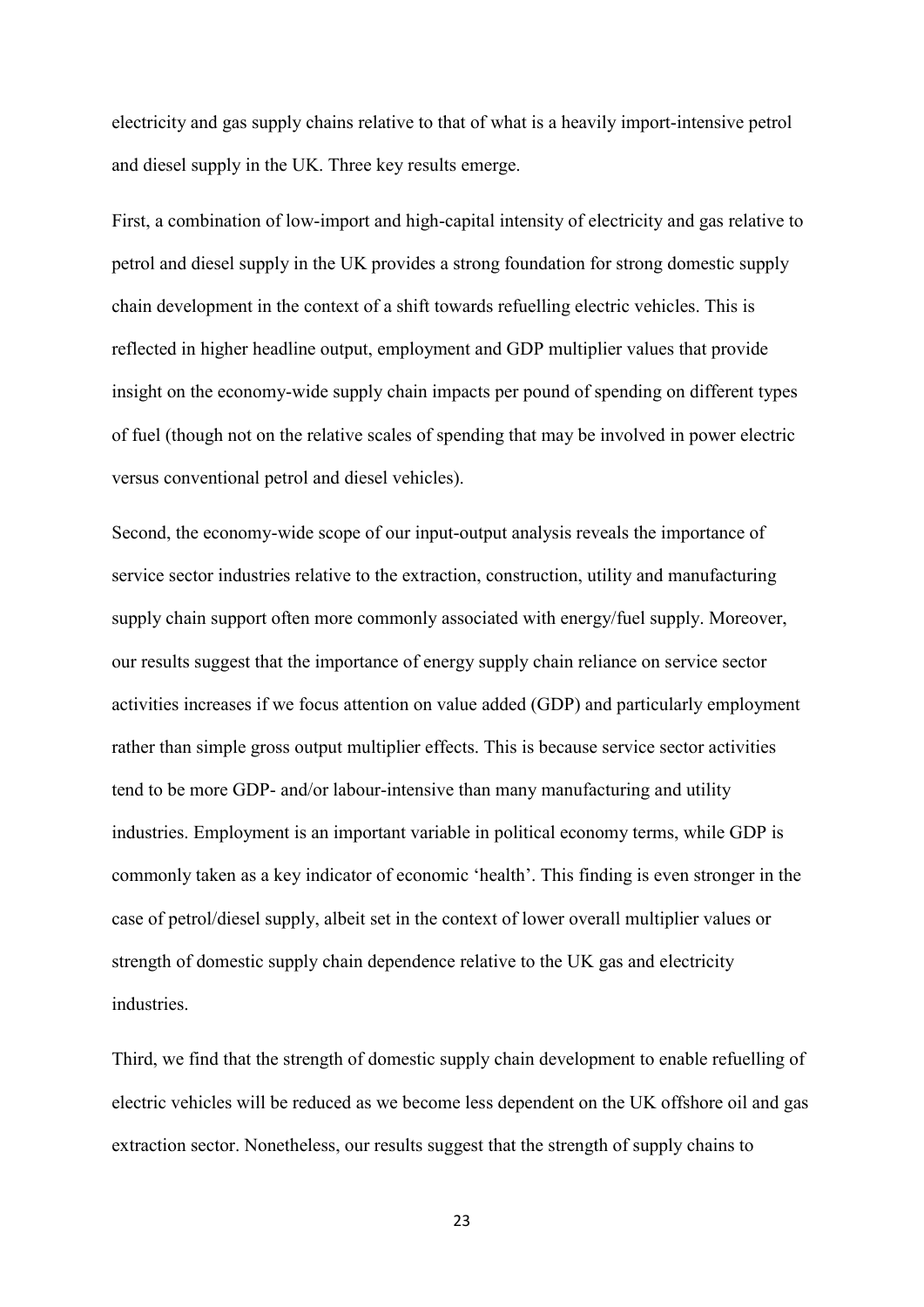electricity and gas supply chains relative to that of what is a heavily import-intensive petrol and diesel supply in the UK. Three key results emerge.

First, a combination of low-import and high-capital intensity of electricity and gas relative to petrol and diesel supply in the UK provides a strong foundation for strong domestic supply chain development in the context of a shift towards refuelling electric vehicles. This is reflected in higher headline output, employment and GDP multiplier values that provide insight on the economy-wide supply chain impacts per pound of spending on different types of fuel (though not on the relative scales of spending that may be involved in power electric versus conventional petrol and diesel vehicles).

Second, the economy-wide scope of our input-output analysis reveals the importance of service sector industries relative to the extraction, construction, utility and manufacturing supply chain support often more commonly associated with energy/fuel supply. Moreover, our results suggest that the importance of energy supply chain reliance on service sector activities increases if we focus attention on value added (GDP) and particularly employment rather than simple gross output multiplier effects. This is because service sector activities tend to be more GDP- and/or labour-intensive than many manufacturing and utility industries. Employment is an important variable in political economy terms, while GDP is commonly taken as a key indicator of economic 'health'. This finding is even stronger in the case of petrol/diesel supply, albeit set in the context of lower overall multiplier values or strength of domestic supply chain dependence relative to the UK gas and electricity industries.

Third, we find that the strength of domestic supply chain development to enable refuelling of electric vehicles will be reduced as we become less dependent on the UK offshore oil and gas extraction sector. Nonetheless, our results suggest that the strength of supply chains to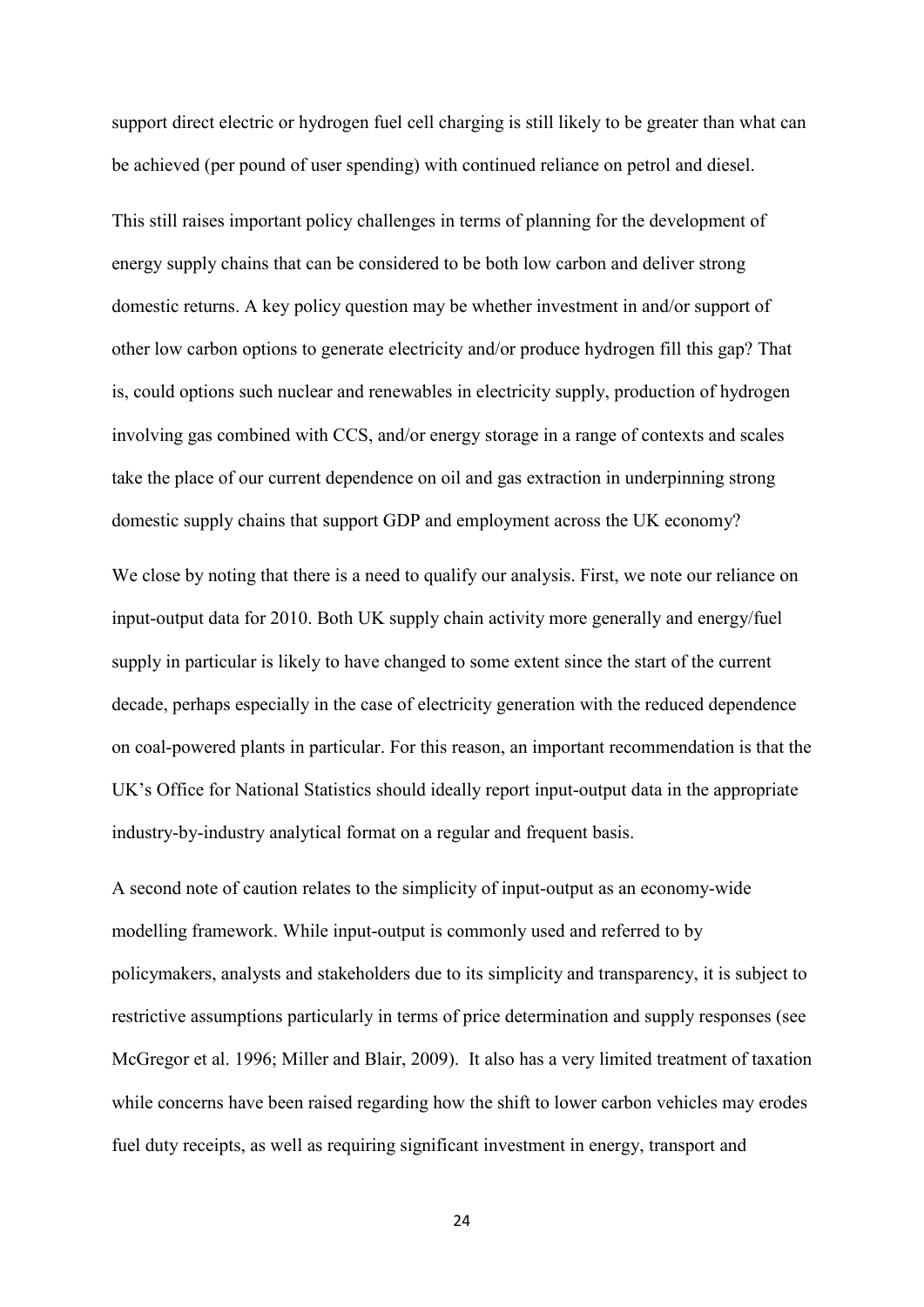support direct electric or hydrogen fuel cell charging is still likely to be greater than what can be achieved (per pound of user spending) with continued reliance on petrol and diesel.

This still raises important policy challenges in terms of planning for the development of energy supply chains that can be considered to be both low carbon and deliver strong domestic returns. A key policy question may be whether investment in and/or support of other low carbon options to generate electricity and/or produce hydrogen fill this gap? That is, could options such nuclear and renewables in electricity supply, production of hydrogen involving gas combined with CCS, and/or energy storage in a range of contexts and scales take the place of our current dependence on oil and gas extraction in underpinning strong domestic supply chains that support GDP and employment across the UK economy?

We close by noting that there is a need to qualify our analysis. First, we note our reliance on input-output data for 2010. Both UK supply chain activity more generally and energy/fuel supply in particular is likely to have changed to some extent since the start of the current decade, perhaps especially in the case of electricity generation with the reduced dependence on coal-powered plants in particular. For this reason, an important recommendation is that the UK's Office for National Statistics should ideally report input-output data in the appropriate industry-by-industry analytical format on a regular and frequent basis.

A second note of caution relates to the simplicity of input-output as an economy-wide modelling framework. While input-output is commonly used and referred to by policymakers, analysts and stakeholders due to its simplicity and transparency, it is subject to restrictive assumptions particularly in terms of price determination and supply responses (see McGregor et al. 1996; Miller and Blair, 2009). It also has a very limited treatment of taxation while concerns have been raised regarding how the shift to lower carbon vehicles may erodes fuel duty receipts, as well as requiring significant investment in energy, transport and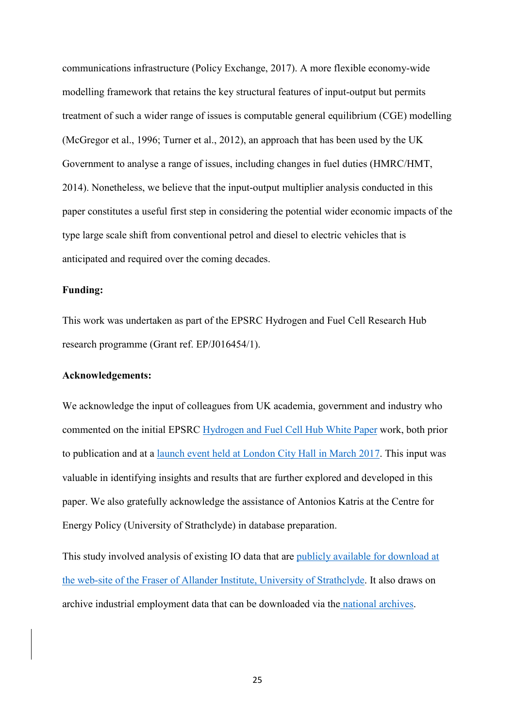communications infrastructure (Policy Exchange, 2017). A more flexible economy-wide modelling framework that retains the key structural features of input-output but permits treatment of such a wider range of issues is computable general equilibrium (CGE) modelling (McGregor et al., 1996; Turner et al., 2012), an approach that has been used by the UK Government to analyse a range of issues, including changes in fuel duties (HMRC/HMT, 2014). Nonetheless, we believe that the input-output multiplier analysis conducted in this paper constitutes a useful first step in considering the potential wider economic impacts of the type large scale shift from conventional petrol and diesel to electric vehicles that is anticipated and required over the coming decades.

**Funding:**

This work was undertaken as part of the EPSRC Hydrogen and Fuel Cell Research Hub research programme (Grant ref. EP/J016454/1).

**Acknowledgements:**

We acknowledge the input of colleagues from UK academia, government and industry who commented on the initial EPSRC Hydrogen and Fuel Cell Hub White Paper work, both prior to publication and at a launch event held at London City Hall in March 2017. This input was valuable in identifying insights and results that are further explored and developed in this paper. We also gratefully acknowledge the assistance of Antonios Katris at the Centre for Energy Policy (University of Strathclyde) in database preparation.

This study involved analysis of existing IO data that are publicly available for download at the web-site of the Fraser of Allander Institute, University of Strathclyde. It also draws on archive industrial employment data that can be downloaded via the national archives.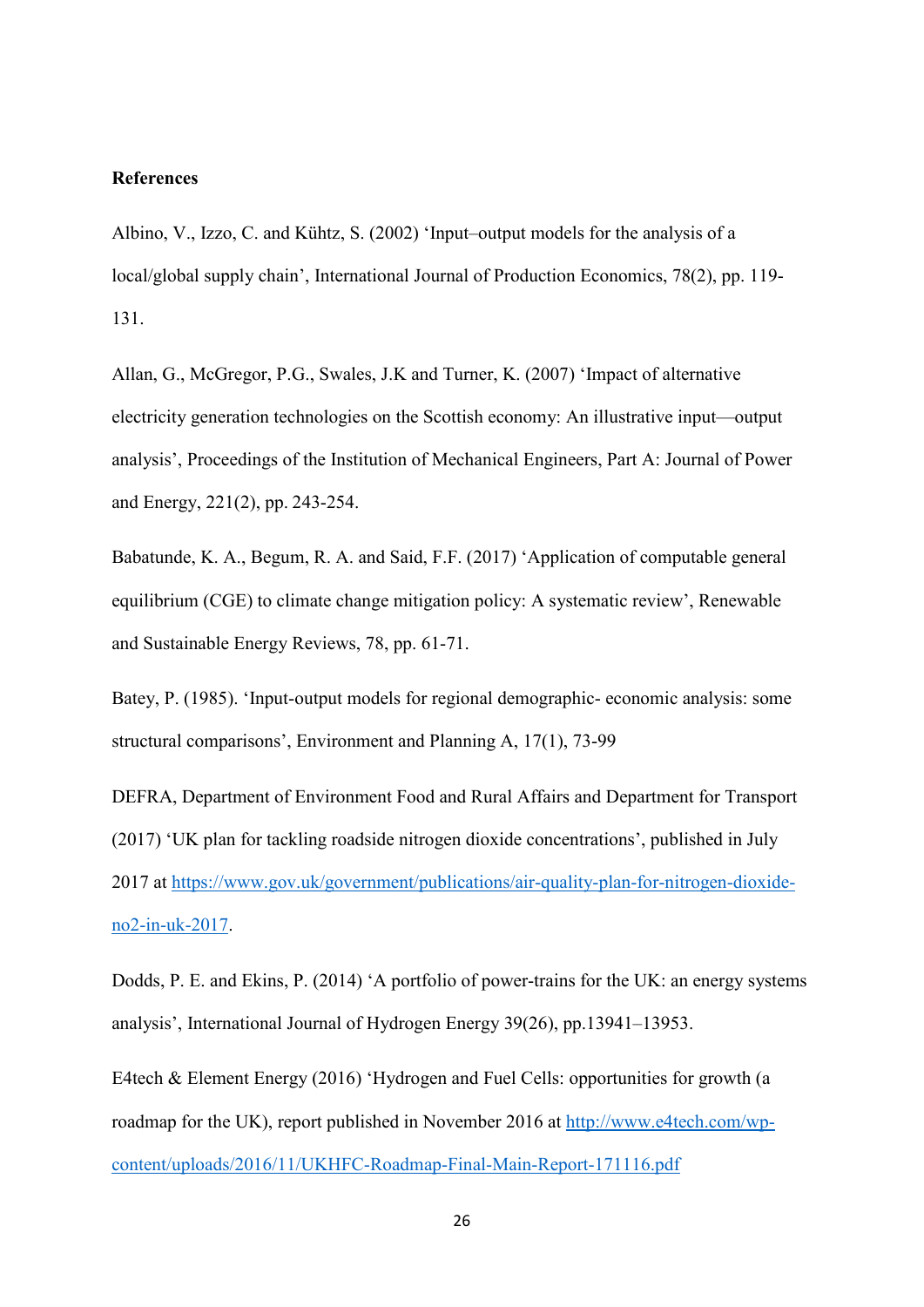**References**

Albino, V., Izzo, C. and Kühtz, S. (2002) 'Input–output models for the analysis of a local/global supply chain', International Journal of Production Economics, 78(2), pp. 119-131.

Allan, G., McGregor, P.G., Swales, J.K and Turner, K. (2007) 'Impact of alternative electricity generation technologies on the Scottish economy: An illustrative input—output analysis', Proceedings of the Institution of Mechanical Engineers, Part A: Journal of Power and Energy, 221(2), pp. 243-254.

Babatunde, K. A., Begum, R. A. and Said, F.F. (2017) 'Application of computable general equilibrium (CGE) to climate change mitigation policy: A systematic review', Renewable and Sustainable Energy Reviews, 78, pp. 61-71.

Batey, P. (1985). 'Input-output models for regional demographic- economic analysis: some structural comparisons', Environment and Planning A, 17(1), 73-99

DEFRA, Department of Environment Food and Rural Affairs and Department for Transport (2017) 'UK plan for tackling roadside nitrogen dioxide concentrations', published in July 2017 at https://www.gov.uk/government/publications/air-quality-plan-for-nitrogen-dioxide-no2-in-uk-2017.

Dodds, P. E. and Ekins, P. (2014) 'A portfolio of power-trains for the UK: an energy systems analysis', International Journal of Hydrogen Energy 39(26), pp.13941–13953.

E4tech & Element Energy (2016) 'Hydrogen and Fuel Cells: opportunities for growth (a roadmap for the UK), report published in November 2016 at http://www.e4tech.com/wp-content/uploads/2016/11/UKHFC-Roadmap-Final-Main-Report-171116.pdf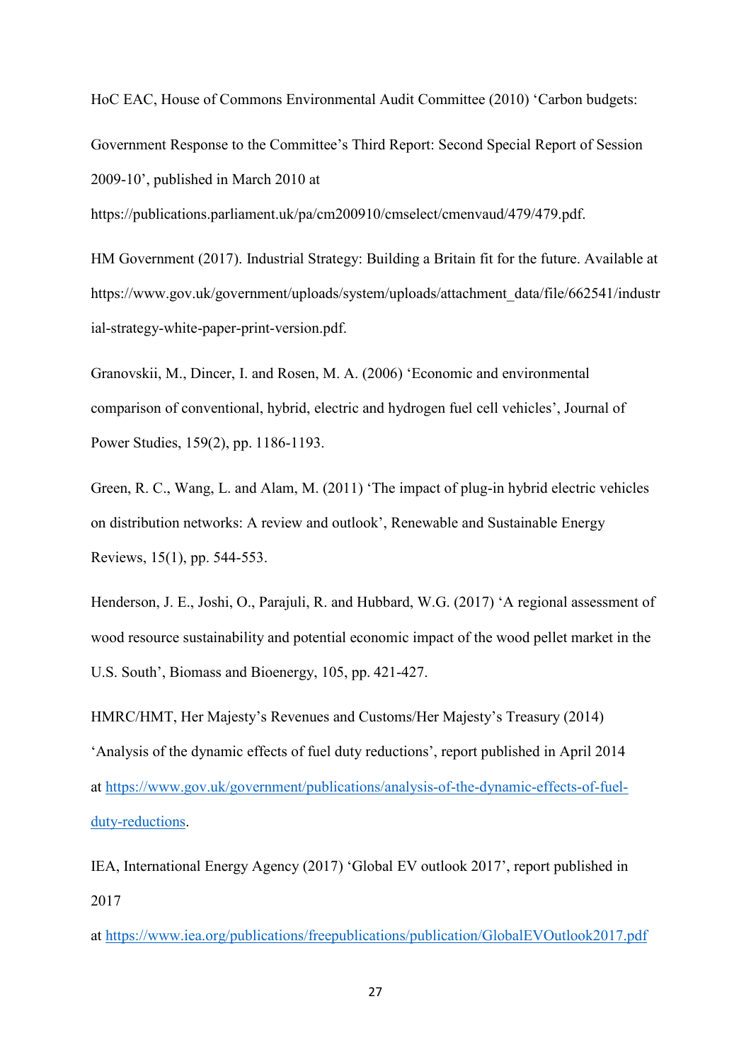HoC EAC, House of Commons Environmental Audit Committee (2010) 'Carbon budgets: Government Response to the Committee's Third Report: Second Special Report of Session 2009-10', published in March 2010 at https://publications.parliament.uk/pa/cm200910/cmselect/cmenvaud/479/479.pdf.

HM Government (2017). Industrial Strategy: Building a Britain fit for the future. Available at https://www.gov.uk/government/uploads/system/uploads/attachment_data/file/662541/industrial-strategy-white-paper-print-version.pdf.

Granovskii, M., Dincer, I. and Rosen, M. A. (2006) 'Economic and environmental comparison of conventional, hybrid, electric and hydrogen fuel cell vehicles', Journal of Power Studies, 159(2), pp. 1186-1193.

Green, R. C., Wang, L. and Alam, M. (2011) 'The impact of plug-in hybrid electric vehicles on distribution networks: A review and outlook', Renewable and Sustainable Energy Reviews, 15(1), pp. 544-553.

Henderson, J. E., Joshi, O., Parajuli, R. and Hubbard, W.G. (2017) 'A regional assessment of wood resource sustainability and potential economic impact of the wood pellet market in the U.S. South', Biomass and Bioenergy, 105, pp. 421-427.

HMRC/HMT, Her Majesty's Revenues and Customs/Her Majesty's Treasury (2014) 'Analysis of the dynamic effects of fuel duty reductions', report published in April 2014 at https://www.gov.uk/government/publications/analysis-of-the-dynamic-effects-of-fuel-duty-reductions.

IEA, International Energy Agency (2017) 'Global EV outlook 2017', report published in 2017 at https://www.iea.org/publications/freepublications/publication/GlobalEVOutlook2017.pdf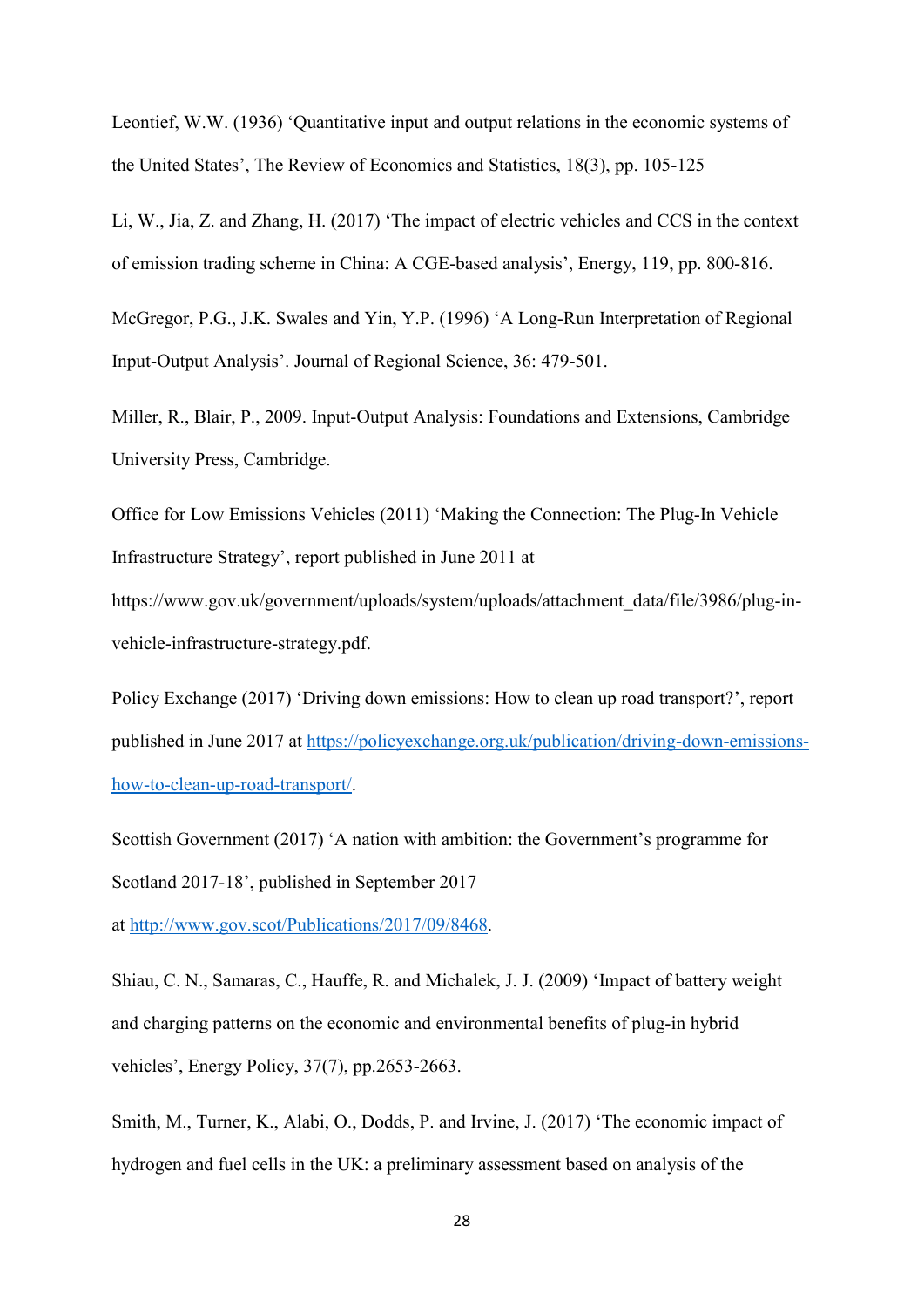Leontief, W.W. (1936) 'Quantitative input and output relations in the economic systems of the United States', The Review of Economics and Statistics, 18(3), pp. 105-125

Li, W., Jia, Z. and Zhang, H. (2017) 'The impact of electric vehicles and CCS in the context of emission trading scheme in China: A CGE-based analysis', Energy, 119, pp. 800-816.

McGregor, P.G., J.K. Swales and Yin, Y.P. (1996) 'A Long-Run Interpretation of Regional Input-Output Analysis'. Journal of Regional Science, 36: 479-501.

Miller, R., Blair, P., 2009. Input-Output Analysis: Foundations and Extensions, Cambridge University Press, Cambridge.

Office for Low Emissions Vehicles (2011) 'Making the Connection: The Plug-In Vehicle Infrastructure Strategy', report published in June 2011 at https://www.gov.uk/government/uploads/system/uploads/attachment_data/file/3986/plug-in-vehicle-infrastructure-strategy.pdf.

Policy Exchange (2017) 'Driving down emissions: How to clean up road transport?', report published in June 2017 at https://policyexchange.org.uk/publication/driving-down-emissions-how-to-clean-up-road-transport/.

Scottish Government (2017) 'A nation with ambition: the Government's programme for Scotland 2017-18', published in September 2017 at http://www.gov.scot/Publications/2017/09/8468.

Shiau, C. N., Samaras, C., Hauffe, R. and Michalek, J. J. (2009) 'Impact of battery weight and charging patterns on the economic and environmental benefits of plug-in hybrid vehicles', Energy Policy, 37(7), pp.2653-2663.

Smith, M., Turner, K., Alabi, O., Dodds, P. and Irvine, J. (2017) 'The economic impact of hydrogen and fuel cells in the UK: a preliminary assessment based on analysis of the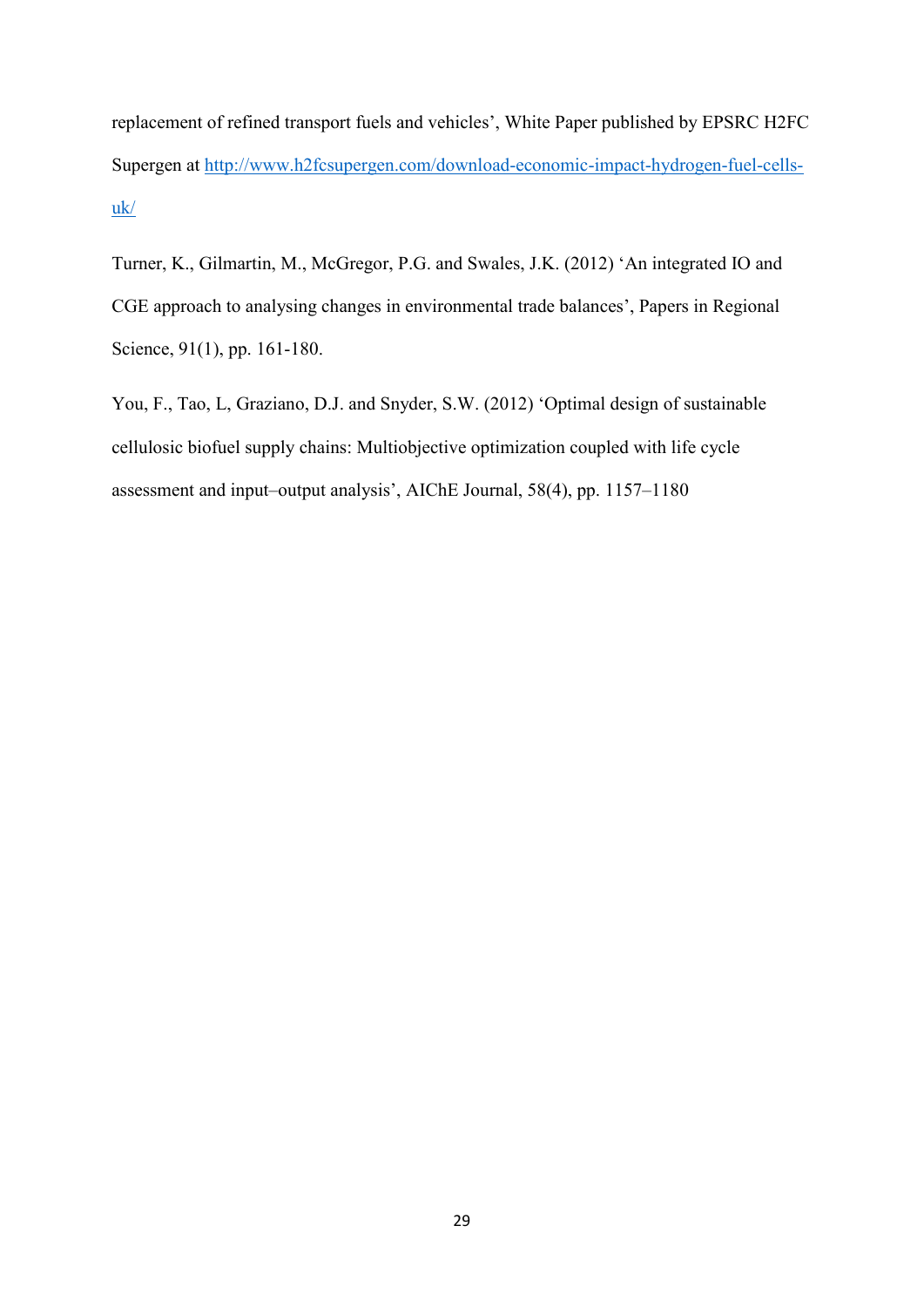replacement of refined transport fuels and vehicles', White Paper published by EPSRC H2FC Supergen at http://www.h2fcsupergen.com/download-economic-impact-hydrogen-fuel-cells-uk/

Turner, K., Gilmartin, M., McGregor, P.G. and Swales, J.K. (2012) 'An integrated IO and CGE approach to analysing changes in environmental trade balances', Papers in Regional Science, 91(1), pp. 161-180.

You, F., Tao, L, Graziano, D.J. and Snyder, S.W. (2012) 'Optimal design of sustainable cellulosic biofuel supply chains: Multiobjective optimization coupled with life cycle assessment and input–output analysis', AIChE Journal, 58(4), pp. 1157–1180